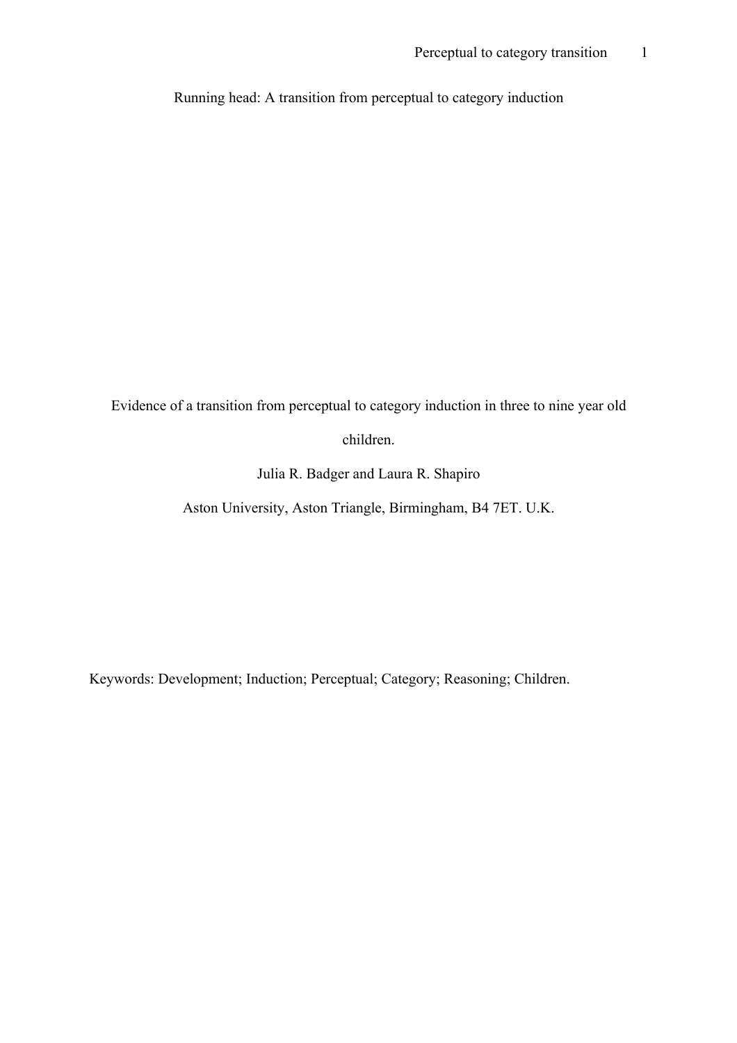Running head: A transition from perceptual to category induction

# Evidence of a transition from perceptual to category induction in three to nine year old children.

Julia R. Badger and Laura R. Shapiro

Aston University, Aston Triangle, Birmingham, B4 7ET. U.K.

Keywords: Development; Induction; Perceptual; Category; Reasoning; Children.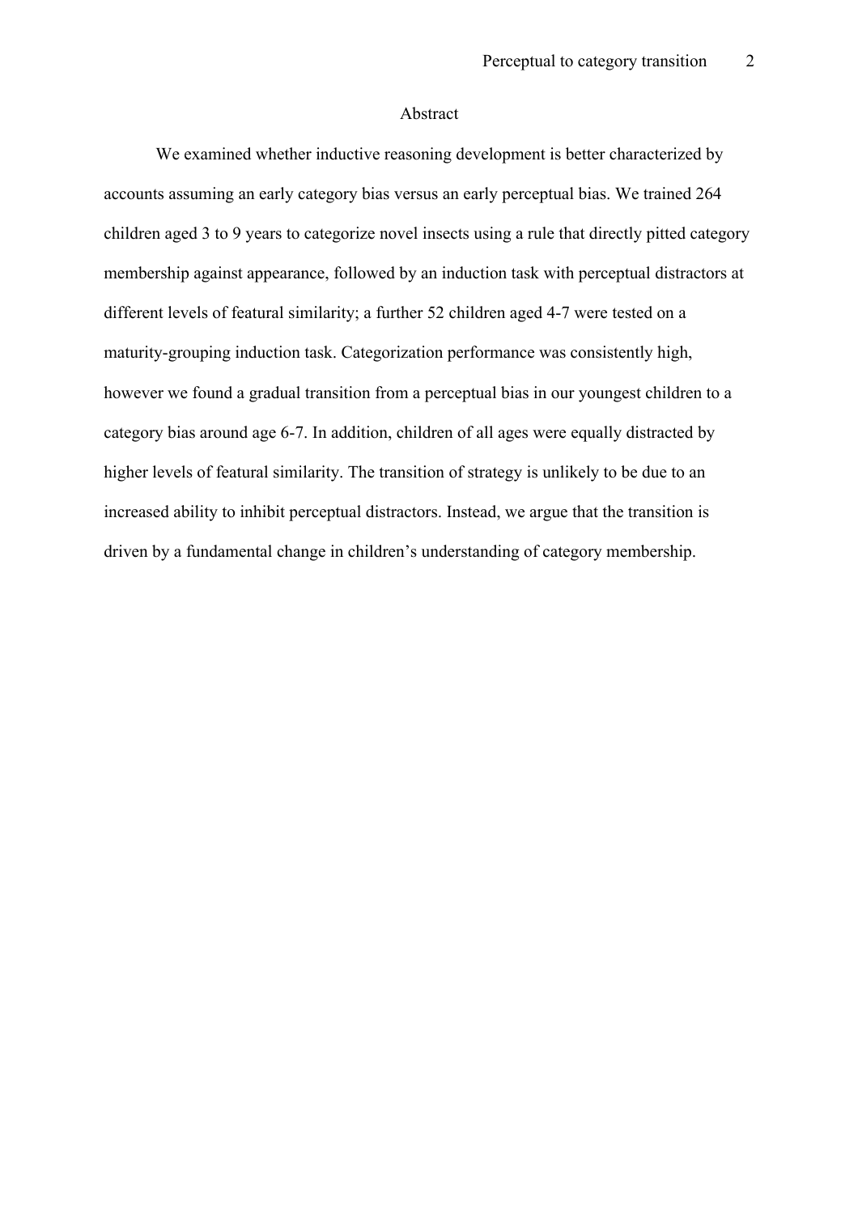# Abstract

We examined whether inductive reasoning development is better characterized by accounts assuming an early category bias versus an early perceptual bias. We trained 264 children aged 3 to 9 years to categorize novel insects using a rule that directly pitted category membership against appearance, followed by an induction task with perceptual distractors at different levels of featural similarity; a further 52 children aged 4-7 were tested on a maturity-grouping induction task. Categorization performance was consistently high, however we found a gradual transition from a perceptual bias in our youngest children to a category bias around age 6-7. In addition, children of all ages were equally distracted by higher levels of featural similarity. The transition of strategy is unlikely to be due to an increased ability to inhibit perceptual distractors. Instead, we argue that the transition is driven by a fundamental change in children's understanding of category membership.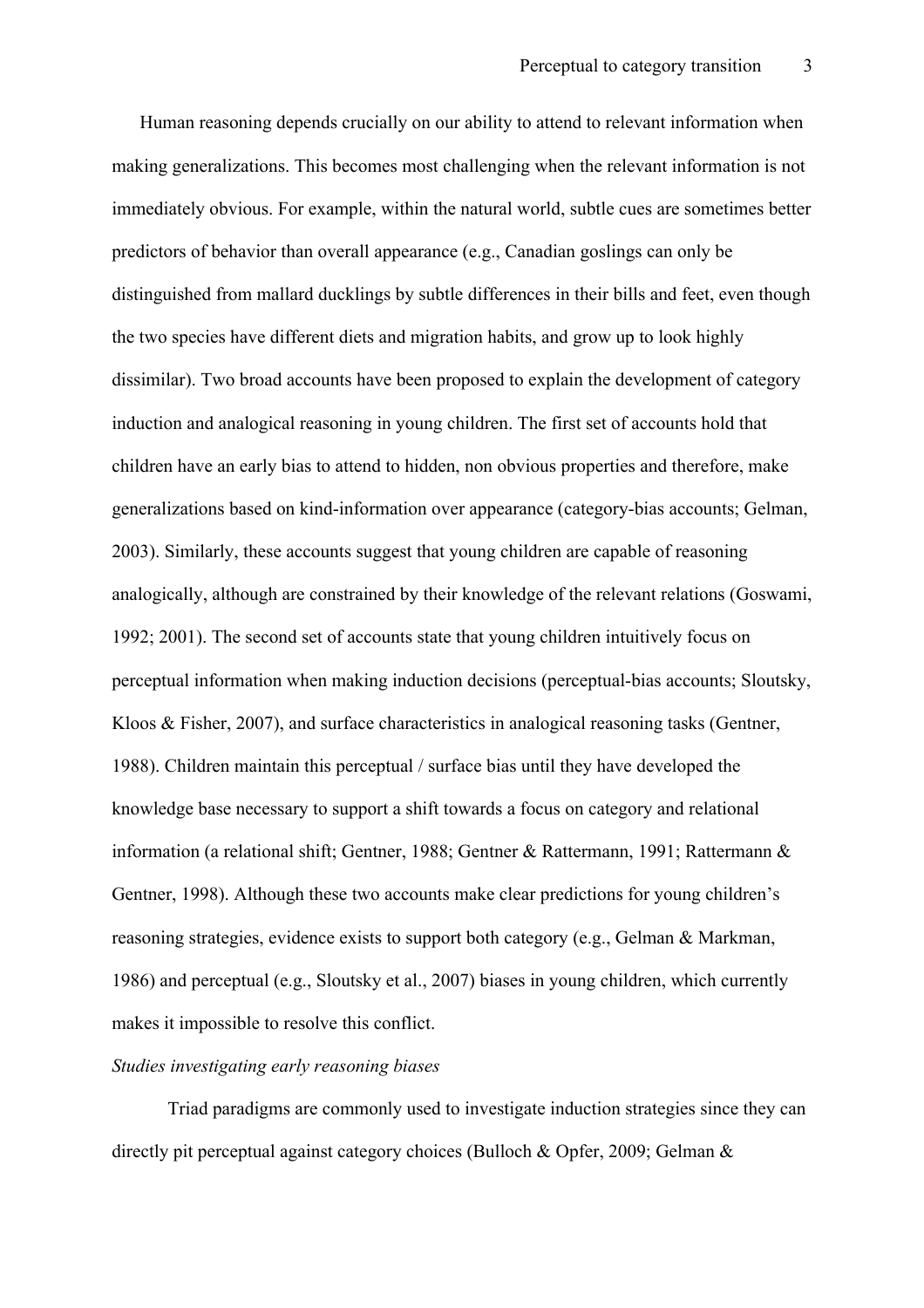Human reasoning depends crucially on our ability to attend to relevant information when making generalizations. This becomes most challenging when the relevant information is not immediately obvious. For example, within the natural world, subtle cues are sometimes better predictors of behavior than overall appearance (e.g., Canadian goslings can only be distinguished from mallard ducklings by subtle differences in their bills and feet, even though the two species have different diets and migration habits, and grow up to look highly dissimilar). Two broad accounts have been proposed to explain the development of category induction and analogical reasoning in young children. The first set of accounts hold that children have an early bias to attend to hidden, non obvious properties and therefore, make generalizations based on kind-information over appearance (category-bias accounts; Gelman, 2003). Similarly, these accounts suggest that young children are capable of reasoning analogically, although are constrained by their knowledge of the relevant relations (Goswami, 1992; 2001). The second set of accounts state that young children intuitively focus on perceptual information when making induction decisions (perceptual-bias accounts; Sloutsky, Kloos & Fisher, 2007), and surface characteristics in analogical reasoning tasks (Gentner, 1988). Children maintain this perceptual / surface bias until they have developed the knowledge base necessary to support a shift towards a focus on category and relational information (a relational shift; Gentner, 1988; Gentner & Rattermann, 1991; Rattermann & Gentner, 1998). Although these two accounts make clear predictions for young children's reasoning strategies, evidence exists to support both category (e.g., Gelman & Markman, 1986) and perceptual (e.g., Sloutsky et al., 2007) biases in young children, which currently makes it impossible to resolve this conflict.

*Studies investigating early reasoning biases*

Triad paradigms are commonly used to investigate induction strategies since they can directly pit perceptual against category choices (Bulloch & Opfer, 2009; Gelman &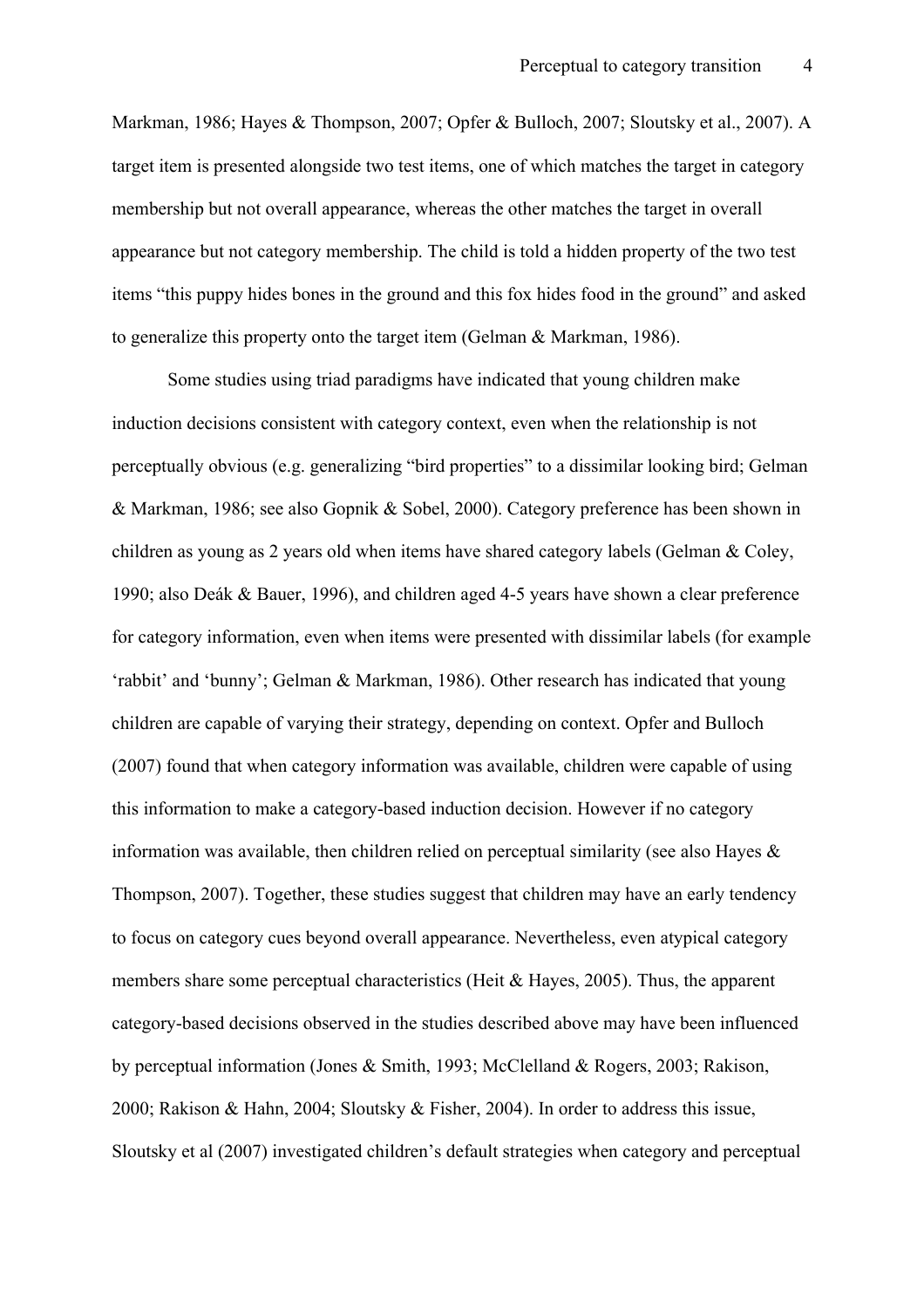Markman, 1986; Hayes & Thompson, 2007; Opfer & Bulloch, 2007; Sloutsky et al., 2007). A target item is presented alongside two test items, one of which matches the target in category membership but not overall appearance, whereas the other matches the target in overall appearance but not category membership. The child is told a hidden property of the two test items "this puppy hides bones in the ground and this fox hides food in the ground" and asked to generalize this property onto the target item (Gelman & Markman, 1986).

Some studies using triad paradigms have indicated that young children make induction decisions consistent with category context, even when the relationship is not perceptually obvious (e.g. generalizing "bird properties" to a dissimilar looking bird; Gelman & Markman, 1986; see also Gopnik & Sobel, 2000). Category preference has been shown in children as young as 2 years old when items have shared category labels (Gelman & Coley, 1990; also Deák & Bauer, 1996), and children aged 4-5 years have shown a clear preference for category information, even when items were presented with dissimilar labels (for example 'rabbit' and 'bunny'; Gelman & Markman, 1986). Other research has indicated that young children are capable of varying their strategy, depending on context. Opfer and Bulloch (2007) found that when category information was available, children were capable of using this information to make a category-based induction decision. However if no category information was available, then children relied on perceptual similarity (see also Hayes & Thompson, 2007). Together, these studies suggest that children may have an early tendency to focus on category cues beyond overall appearance. Nevertheless, even atypical category members share some perceptual characteristics (Heit & Hayes, 2005). Thus, the apparent category-based decisions observed in the studies described above may have been influenced by perceptual information (Jones & Smith, 1993; McClelland & Rogers, 2003; Rakison, 2000; Rakison & Hahn, 2004; Sloutsky & Fisher, 2004). In order to address this issue, Sloutsky et al (2007) investigated children's default strategies when category and perceptual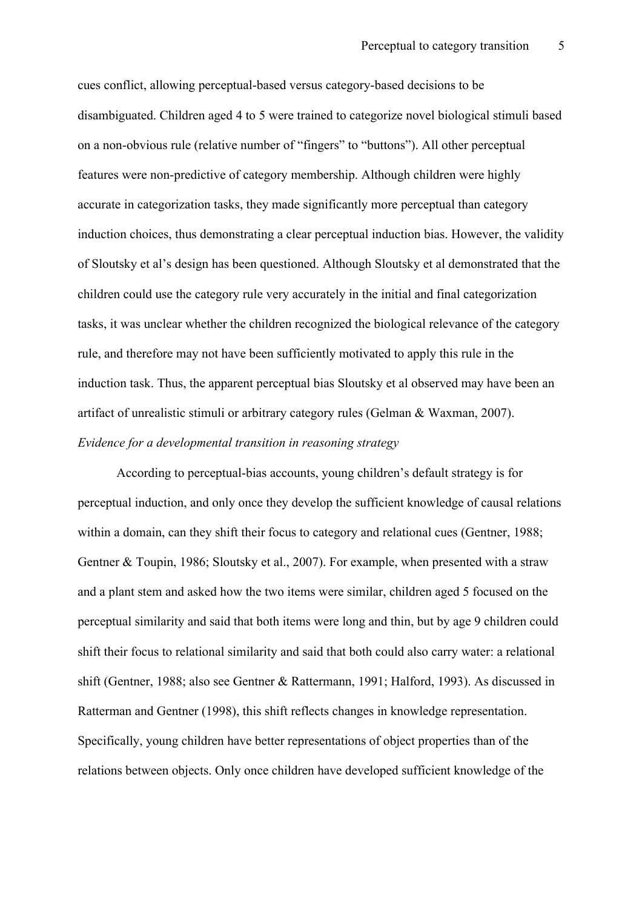cues conflict, allowing perceptual-based versus category-based decisions to be disambiguated. Children aged 4 to 5 were trained to categorize novel biological stimuli based on a non-obvious rule (relative number of "fingers" to "buttons"). All other perceptual features were non-predictive of category membership. Although children were highly accurate in categorization tasks, they made significantly more perceptual than category induction choices, thus demonstrating a clear perceptual induction bias. However, the validity of Sloutsky et al's design has been questioned. Although Sloutsky et al demonstrated that the children could use the category rule very accurately in the initial and final categorization tasks, it was unclear whether the children recognized the biological relevance of the category rule, and therefore may not have been sufficiently motivated to apply this rule in the induction task. Thus, the apparent perceptual bias Sloutsky et al observed may have been an artifact of unrealistic stimuli or arbitrary category rules (Gelman & Waxman, 2007).

*Evidence for a developmental transition in reasoning strategy*

According to perceptual-bias accounts, young children's default strategy is for perceptual induction, and only once they develop the sufficient knowledge of causal relations within a domain, can they shift their focus to category and relational cues (Gentner, 1988; Gentner & Toupin, 1986; Sloutsky et al., 2007). For example, when presented with a straw and a plant stem and asked how the two items were similar, children aged 5 focused on the perceptual similarity and said that both items were long and thin, but by age 9 children could shift their focus to relational similarity and said that both could also carry water: a relational shift (Gentner, 1988; also see Gentner & Rattermann, 1991; Halford, 1993). As discussed in Ratterman and Gentner (1998), this shift reflects changes in knowledge representation. Specifically, young children have better representations of object properties than of the relations between objects. Only once children have developed sufficient knowledge of the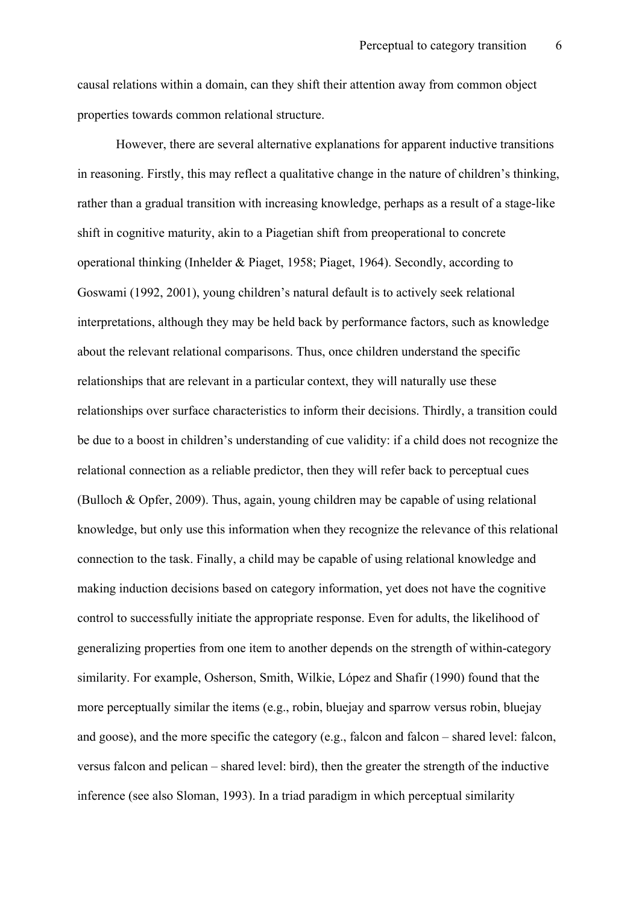causal relations within a domain, can they shift their attention away from common object properties towards common relational structure.

However, there are several alternative explanations for apparent inductive transitions in reasoning. Firstly, this may reflect a qualitative change in the nature of children's thinking, rather than a gradual transition with increasing knowledge, perhaps as a result of a stage-like shift in cognitive maturity, akin to a Piagetian shift from preoperational to concrete operational thinking (Inhelder & Piaget, 1958; Piaget, 1964). Secondly, according to Goswami (1992, 2001), young children's natural default is to actively seek relational interpretations, although they may be held back by performance factors, such as knowledge about the relevant relational comparisons. Thus, once children understand the specific relationships that are relevant in a particular context, they will naturally use these relationships over surface characteristics to inform their decisions. Thirdly, a transition could be due to a boost in children's understanding of cue validity: if a child does not recognize the relational connection as a reliable predictor, then they will refer back to perceptual cues (Bulloch & Opfer, 2009). Thus, again, young children may be capable of using relational knowledge, but only use this information when they recognize the relevance of this relational connection to the task. Finally, a child may be capable of using relational knowledge and making induction decisions based on category information, yet does not have the cognitive control to successfully initiate the appropriate response. Even for adults, the likelihood of generalizing properties from one item to another depends on the strength of within-category similarity. For example, Osherson, Smith, Wilkie, López and Shafir (1990) found that the more perceptually similar the items (e.g., robin, bluejay and sparrow versus robin, bluejay and goose), and the more specific the category (e.g., falcon and falcon – shared level: falcon, versus falcon and pelican – shared level: bird), then the greater the strength of the inductive inference (see also Sloman, 1993). In a triad paradigm in which perceptual similarity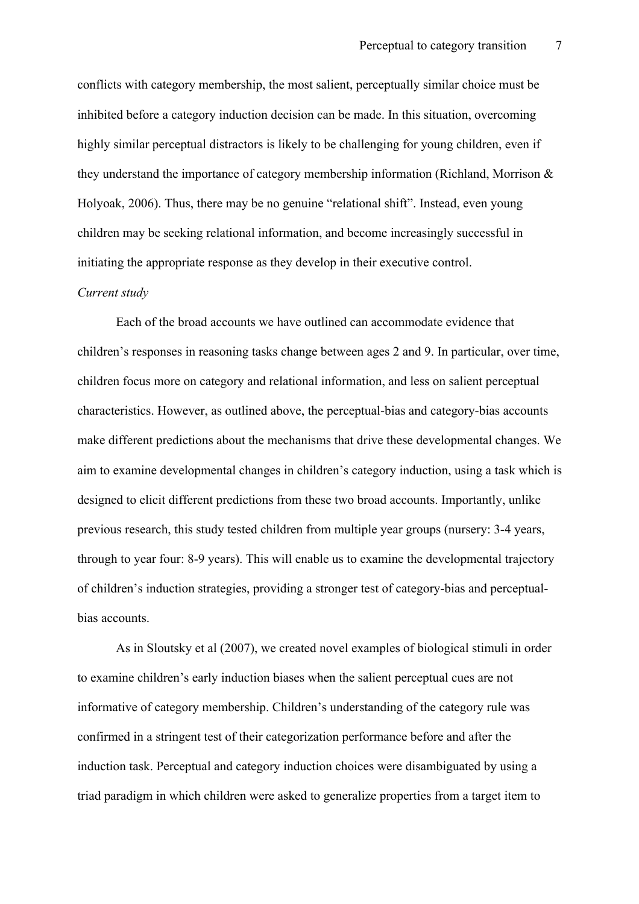conflicts with category membership, the most salient, perceptually similar choice must be inhibited before a category induction decision can be made. In this situation, overcoming highly similar perceptual distractors is likely to be challenging for young children, even if they understand the importance of category membership information (Richland, Morrison & Holyoak, 2006). Thus, there may be no genuine "relational shift". Instead, even young children may be seeking relational information, and become increasingly successful in initiating the appropriate response as they develop in their executive control.

*Current study*

Each of the broad accounts we have outlined can accommodate evidence that children's responses in reasoning tasks change between ages 2 and 9. In particular, over time, children focus more on category and relational information, and less on salient perceptual characteristics. However, as outlined above, the perceptual-bias and category-bias accounts make different predictions about the mechanisms that drive these developmental changes. We aim to examine developmental changes in children's category induction, using a task which is designed to elicit different predictions from these two broad accounts. Importantly, unlike previous research, this study tested children from multiple year groups (nursery: 3-4 years, through to year four: 8-9 years). This will enable us to examine the developmental trajectory of children's induction strategies, providing a stronger test of category-bias and perceptual-bias accounts.

As in Sloutsky et al (2007), we created novel examples of biological stimuli in order to examine children's early induction biases when the salient perceptual cues are not informative of category membership. Children's understanding of the category rule was confirmed in a stringent test of their categorization performance before and after the induction task. Perceptual and category induction choices were disambiguated by using a triad paradigm in which children were asked to generalize properties from a target item to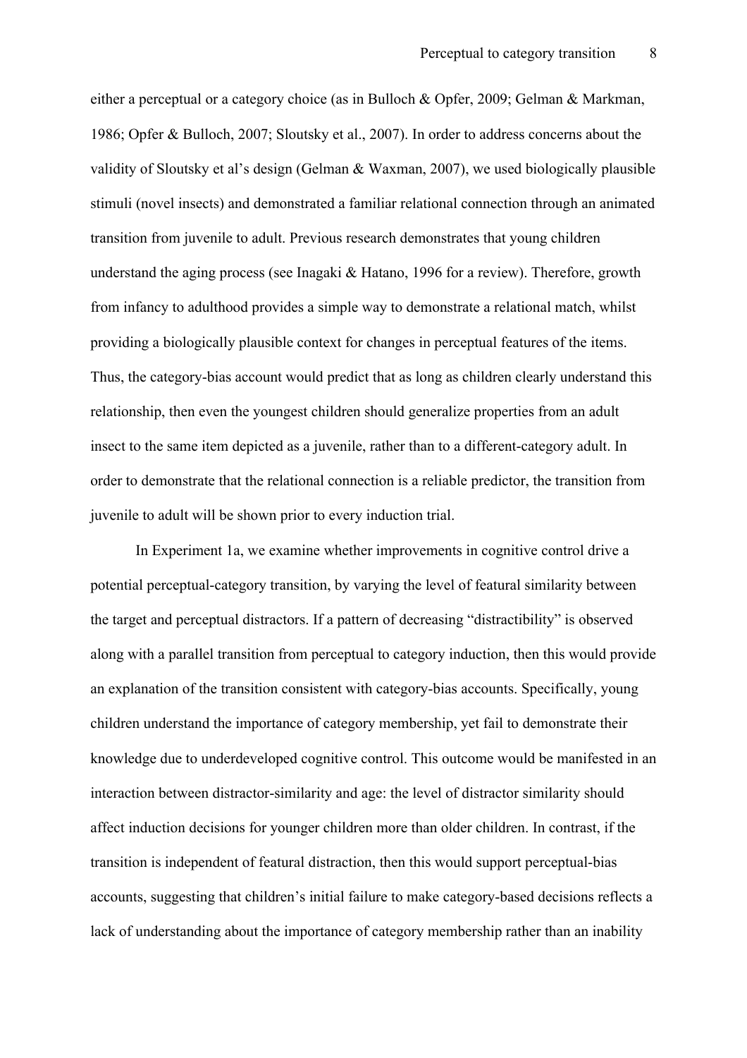either a perceptual or a category choice (as in Bulloch & Opfer, 2009; Gelman & Markman, 1986; Opfer & Bulloch, 2007; Sloutsky et al., 2007). In order to address concerns about the validity of Sloutsky et al's design (Gelman & Waxman, 2007), we used biologically plausible stimuli (novel insects) and demonstrated a familiar relational connection through an animated transition from juvenile to adult. Previous research demonstrates that young children understand the aging process (see Inagaki & Hatano, 1996 for a review). Therefore, growth from infancy to adulthood provides a simple way to demonstrate a relational match, whilst providing a biologically plausible context for changes in perceptual features of the items. Thus, the category-bias account would predict that as long as children clearly understand this relationship, then even the youngest children should generalize properties from an adult insect to the same item depicted as a juvenile, rather than to a different-category adult. In order to demonstrate that the relational connection is a reliable predictor, the transition from juvenile to adult will be shown prior to every induction trial.

In Experiment 1a, we examine whether improvements in cognitive control drive a potential perceptual-category transition, by varying the level of featural similarity between the target and perceptual distractors. If a pattern of decreasing "distractibility" is observed along with a parallel transition from perceptual to category induction, then this would provide an explanation of the transition consistent with category-bias accounts. Specifically, young children understand the importance of category membership, yet fail to demonstrate their knowledge due to underdeveloped cognitive control. This outcome would be manifested in an interaction between distractor-similarity and age: the level of distractor similarity should affect induction decisions for younger children more than older children. In contrast, if the transition is independent of featural distraction, then this would support perceptual-bias accounts, suggesting that children's initial failure to make category-based decisions reflects a lack of understanding about the importance of category membership rather than an inability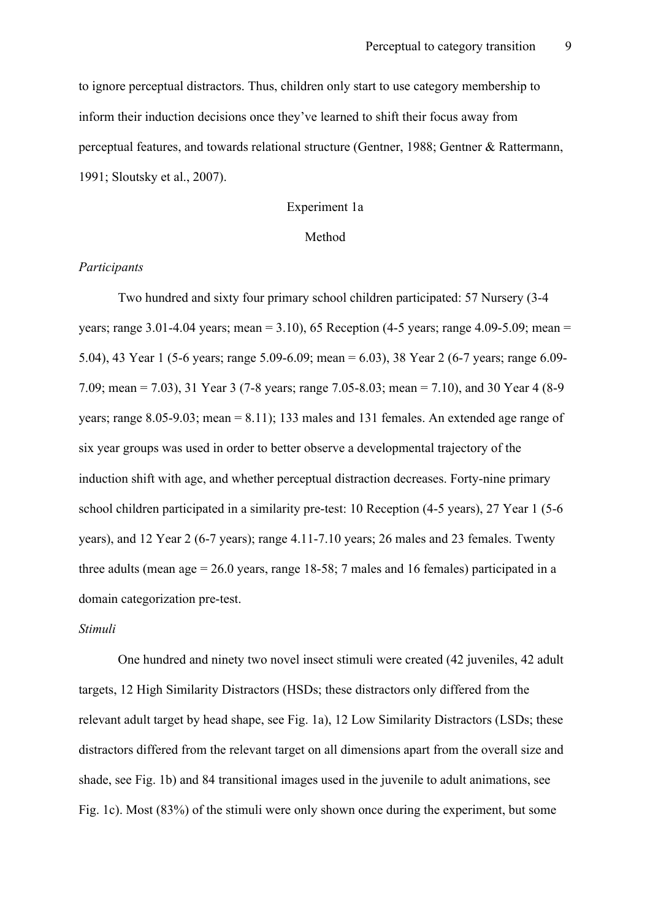to ignore perceptual distractors. Thus, children only start to use category membership to inform their induction decisions once they've learned to shift their focus away from perceptual features, and towards relational structure (Gentner, 1988; Gentner & Rattermann, 1991; Sloutsky et al., 2007).

## Experiment 1a

### Method

*Participants*

Two hundred and sixty four primary school children participated: 57 Nursery (3-4 years; range 3.01-4.04 years; mean = 3.10), 65 Reception (4-5 years; range 4.09-5.09; mean = 5.04), 43 Year 1 (5-6 years; range 5.09-6.09; mean = 6.03), 38 Year 2 (6-7 years; range 6.09-7.09; mean = 7.03), 31 Year 3 (7-8 years; range 7.05-8.03; mean = 7.10), and 30 Year 4 (8-9 years; range 8.05-9.03; mean = 8.11); 133 males and 131 females. An extended age range of six year groups was used in order to better observe a developmental trajectory of the induction shift with age, and whether perceptual distraction decreases. Forty-nine primary school children participated in a similarity pre-test: 10 Reception (4-5 years), 27 Year 1 (5-6 years), and 12 Year 2 (6-7 years); range 4.11-7.10 years; 26 males and 23 females. Twenty three adults (mean age = 26.0 years, range 18-58; 7 males and 16 females) participated in a domain categorization pre-test.

*Stimuli*

One hundred and ninety two novel insect stimuli were created (42 juveniles, 42 adult targets, 12 High Similarity Distractors (HSDs; these distractors only differed from the relevant adult target by head shape, see Fig. 1a), 12 Low Similarity Distractors (LSDs; these distractors differed from the relevant target on all dimensions apart from the overall size and shade, see Fig. 1b) and 84 transitional images used in the juvenile to adult animations, see Fig. 1c). Most (83%) of the stimuli were only shown once during the experiment, but some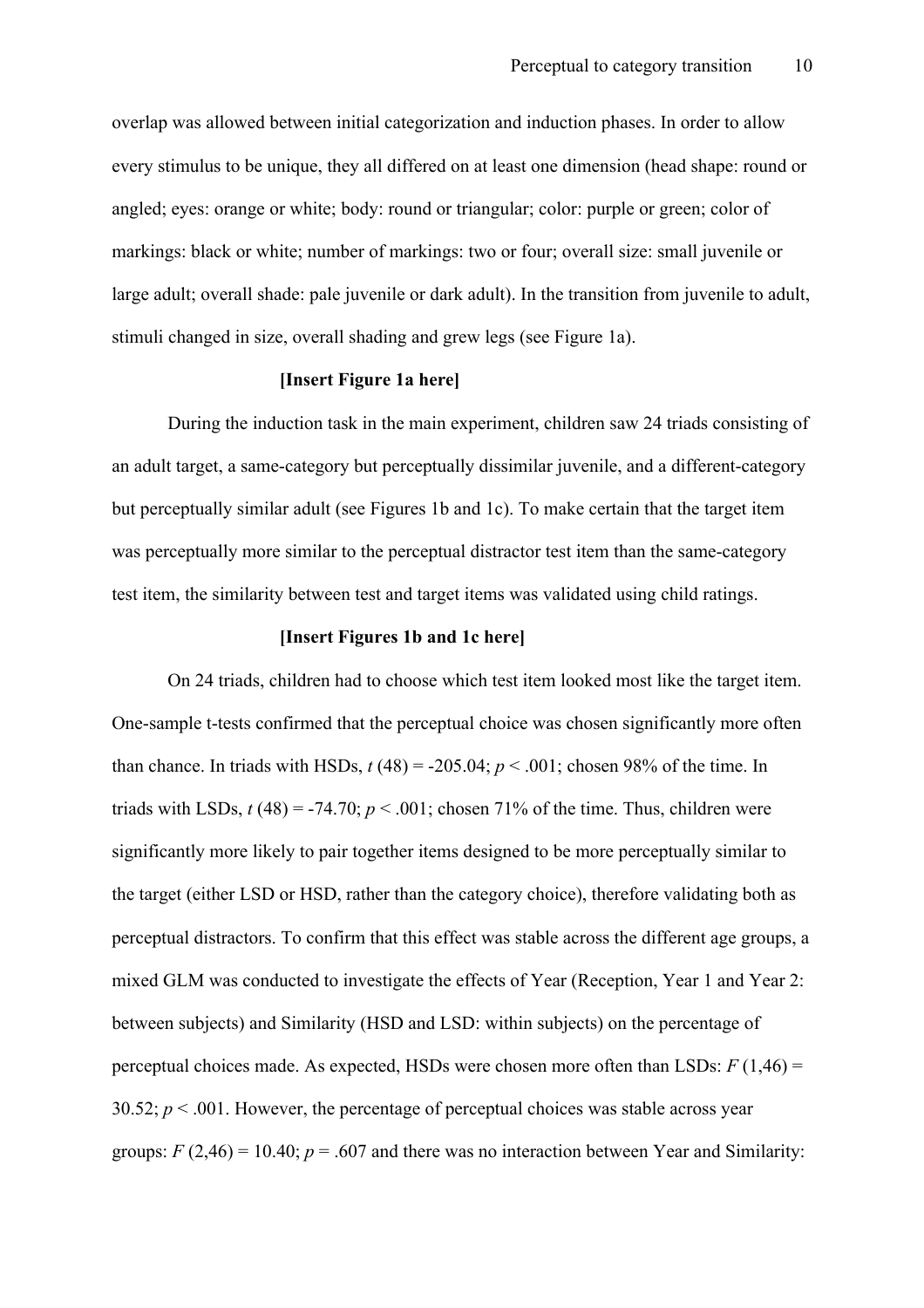overlap was allowed between initial categorization and induction phases. In order to allow every stimulus to be unique, they all differed on at least one dimension (head shape: round or angled; eyes: orange or white; body: round or triangular; color: purple or green; color of markings: black or white; number of markings: two or four; overall size: small juvenile or large adult; overall shade: pale juvenile or dark adult). In the transition from juvenile to adult, stimuli changed in size, overall shading and grew legs (see Figure 1a).

**[Insert Figure 1a here]**

During the induction task in the main experiment, children saw 24 triads consisting of an adult target, a same-category but perceptually dissimilar juvenile, and a different-category but perceptually similar adult (see Figures 1b and 1c). To make certain that the target item was perceptually more similar to the perceptual distractor test item than the same-category test item, the similarity between test and target items was validated using child ratings.

**[Insert Figures 1b and 1c here]**

On 24 triads, children had to choose which test item looked most like the target item. One-sample t-tests confirmed that the perceptual choice was chosen significantly more often than chance. In triads with HSDs, $t$ (48) = -205.04; $p < .001$; chosen 98% of the time. In triads with LSDs, $t$ (48) = -74.70; $p < .001$; chosen 71% of the time. Thus, children were significantly more likely to pair together items designed to be more perceptually similar to the target (either LSD or HSD, rather than the category choice), therefore validating both as perceptual distractors. To confirm that this effect was stable across the different age groups, a mixed GLM was conducted to investigate the effects of Year (Reception, Year 1 and Year 2: between subjects) and Similarity (HSD and LSD: within subjects) on the percentage of perceptual choices made. As expected, HSDs were chosen more often than LSDs: $F$ (1,46) = 30.52; $p < .001$. However, the percentage of perceptual choices was stable across year groups: $F$ (2,46) = 10.40; $p = .607$ and there was no interaction between Year and Similarity: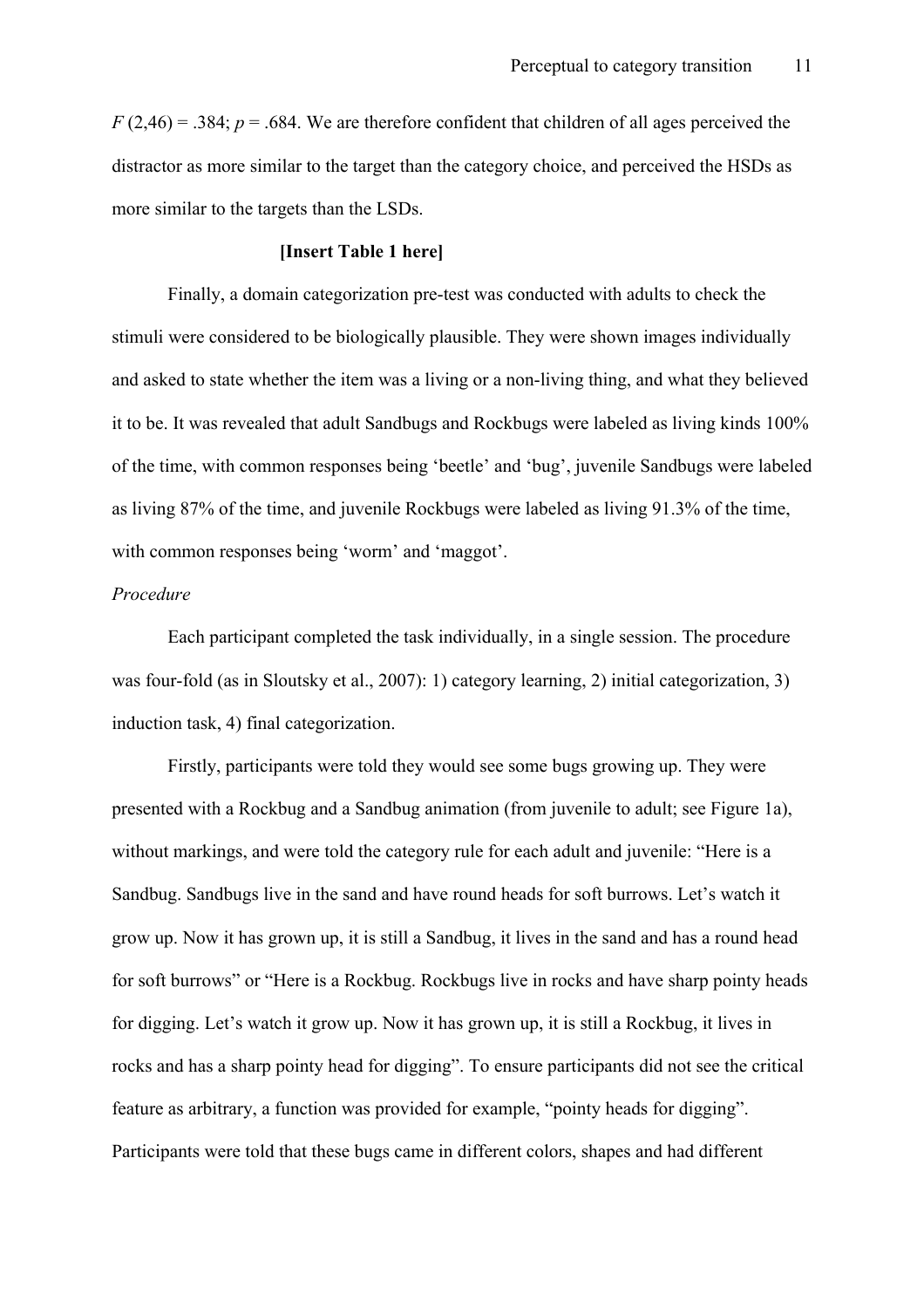$F(2,46) = .384$; $p = .684$. We are therefore confident that children of all ages perceived the distractor as more similar to the target than the category choice, and perceived the HSDs as more similar to the targets than the LSDs.

**[Insert Table 1 here]**

Finally, a domain categorization pre-test was conducted with adults to check the stimuli were considered to be biologically plausible. They were shown images individually and asked to state whether the item was a living or a non-living thing, and what they believed it to be. It was revealed that adult Sandbugs and Rockbugs were labeled as living kinds 100% of the time, with common responses being 'beetle' and 'bug', juvenile Sandbugs were labeled as living 87% of the time, and juvenile Rockbugs were labeled as living 91.3% of the time, with common responses being 'worm' and 'maggot'.

*Procedure*

Each participant completed the task individually, in a single session. The procedure was four-fold (as in Sloutsky et al., 2007): 1) category learning, 2) initial categorization, 3) induction task, 4) final categorization.

Firstly, participants were told they would see some bugs growing up. They were presented with a Rockbug and a Sandbug animation (from juvenile to adult; see Figure 1a), without markings, and were told the category rule for each adult and juvenile: "Here is a Sandbug. Sandbugs live in the sand and have round heads for soft burrows. Let's watch it grow up. Now it has grown up, it is still a Sandbug, it lives in the sand and has a round head for soft burrows" or "Here is a Rockbug. Rockbugs live in rocks and have sharp pointy heads for digging. Let's watch it grow up. Now it has grown up, it is still a Rockbug, it lives in rocks and has a sharp pointy head for digging". To ensure participants did not see the critical feature as arbitrary, a function was provided for example, "pointy heads for digging". Participants were told that these bugs came in different colors, shapes and had different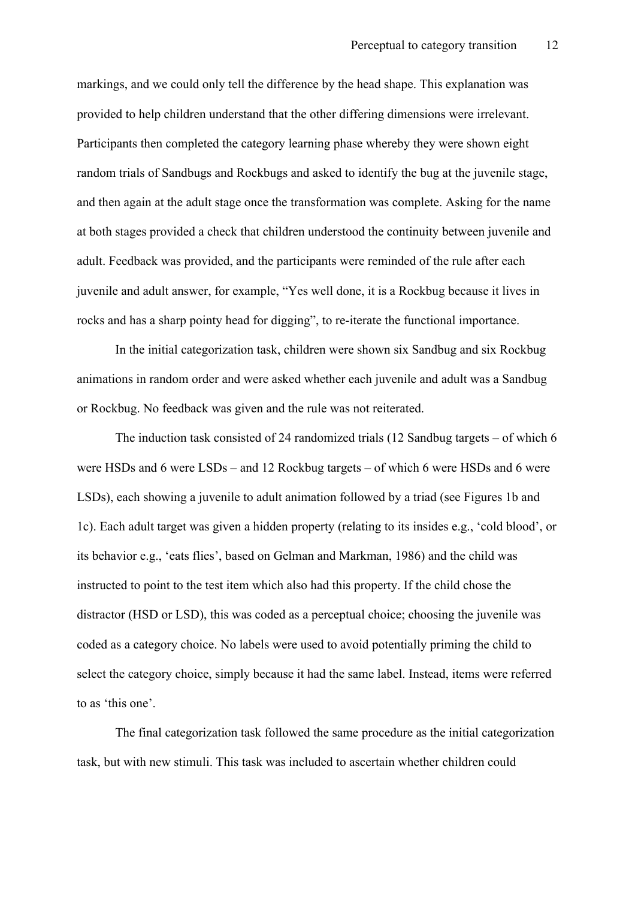markings, and we could only tell the difference by the head shape. This explanation was provided to help children understand that the other differing dimensions were irrelevant. Participants then completed the category learning phase whereby they were shown eight random trials of Sandbugs and Rockbugs and asked to identify the bug at the juvenile stage, and then again at the adult stage once the transformation was complete. Asking for the name at both stages provided a check that children understood the continuity between juvenile and adult. Feedback was provided, and the participants were reminded of the rule after each juvenile and adult answer, for example, "Yes well done, it is a Rockbug because it lives in rocks and has a sharp pointy head for digging", to re-iterate the functional importance.

In the initial categorization task, children were shown six Sandbug and six Rockbug animations in random order and were asked whether each juvenile and adult was a Sandbug or Rockbug. No feedback was given and the rule was not reiterated.

The induction task consisted of 24 randomized trials (12 Sandbug targets – of which 6 were HSDs and 6 were LSDs – and 12 Rockbug targets – of which 6 were HSDs and 6 were LSDs), each showing a juvenile to adult animation followed by a triad (see Figures 1b and 1c). Each adult target was given a hidden property (relating to its insides e.g., 'cold blood', or its behavior e.g., 'eats flies', based on Gelman and Markman, 1986) and the child was instructed to point to the test item which also had this property. If the child chose the distractor (HSD or LSD), this was coded as a perceptual choice; choosing the juvenile was coded as a category choice. No labels were used to avoid potentially priming the child to select the category choice, simply because it had the same label. Instead, items were referred to as 'this one'.

The final categorization task followed the same procedure as the initial categorization task, but with new stimuli. This task was included to ascertain whether children could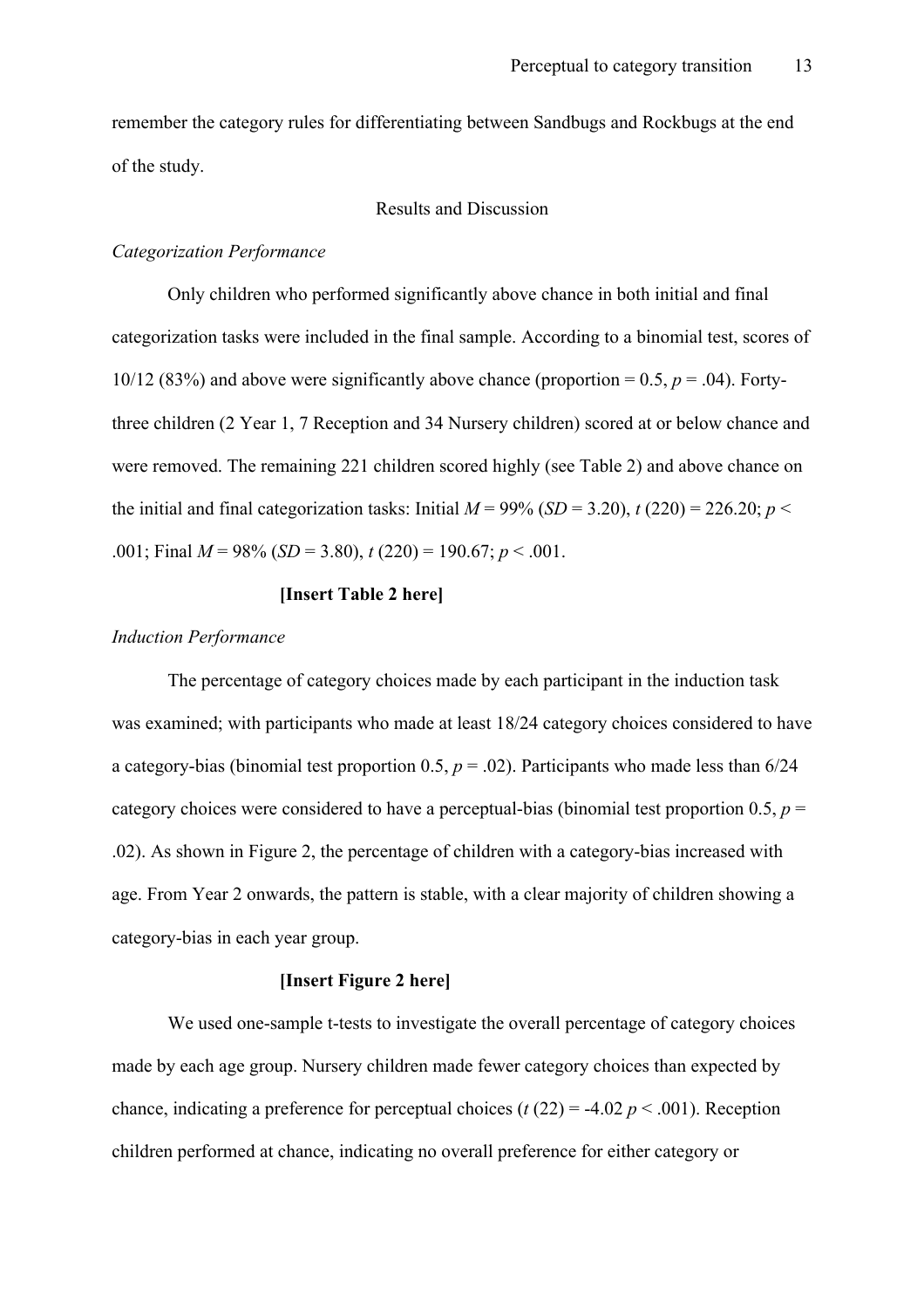remember the category rules for differentiating between Sandbugs and Rockbugs at the end of the study.

## Results and Discussion

### *Categorization Performance*

Only children who performed significantly above chance in both initial and final categorization tasks were included in the final sample. According to a binomial test, scores of 10/12 (83%) and above were significantly above chance (proportion = 0.5, $p = .04$). Forty-three children (2 Year 1, 7 Reception and 34 Nursery children) scored at or below chance and were removed. The remaining 221 children scored highly (see Table 2) and above chance on the initial and final categorization tasks: Initial $M = 99\%$ ($SD = 3.20$), $t\,(220) = 226.20$; $p < .001$; Final $M = 98\%$ ($SD = 3.80$), $t\,(220) = 190.67$; $p < .001$.

**[Insert Table 2 here]**

### *Induction Performance*

The percentage of category choices made by each participant in the induction task was examined; with participants who made at least 18/24 category choices considered to have a category-bias (binomial test proportion 0.5, $p = .02$). Participants who made less than 6/24 category choices were considered to have a perceptual-bias (binomial test proportion 0.5, $p = .02$). As shown in Figure 2, the percentage of children with a category-bias increased with age. From Year 2 onwards, the pattern is stable, with a clear majority of children showing a category-bias in each year group.

**[Insert Figure 2 here]**

We used one-sample t-tests to investigate the overall percentage of category choices made by each age group. Nursery children made fewer category choices than expected by chance, indicating a preference for perceptual choices ($t\,(22) = -4.02$ $p < .001$). Reception children performed at chance, indicating no overall preference for either category or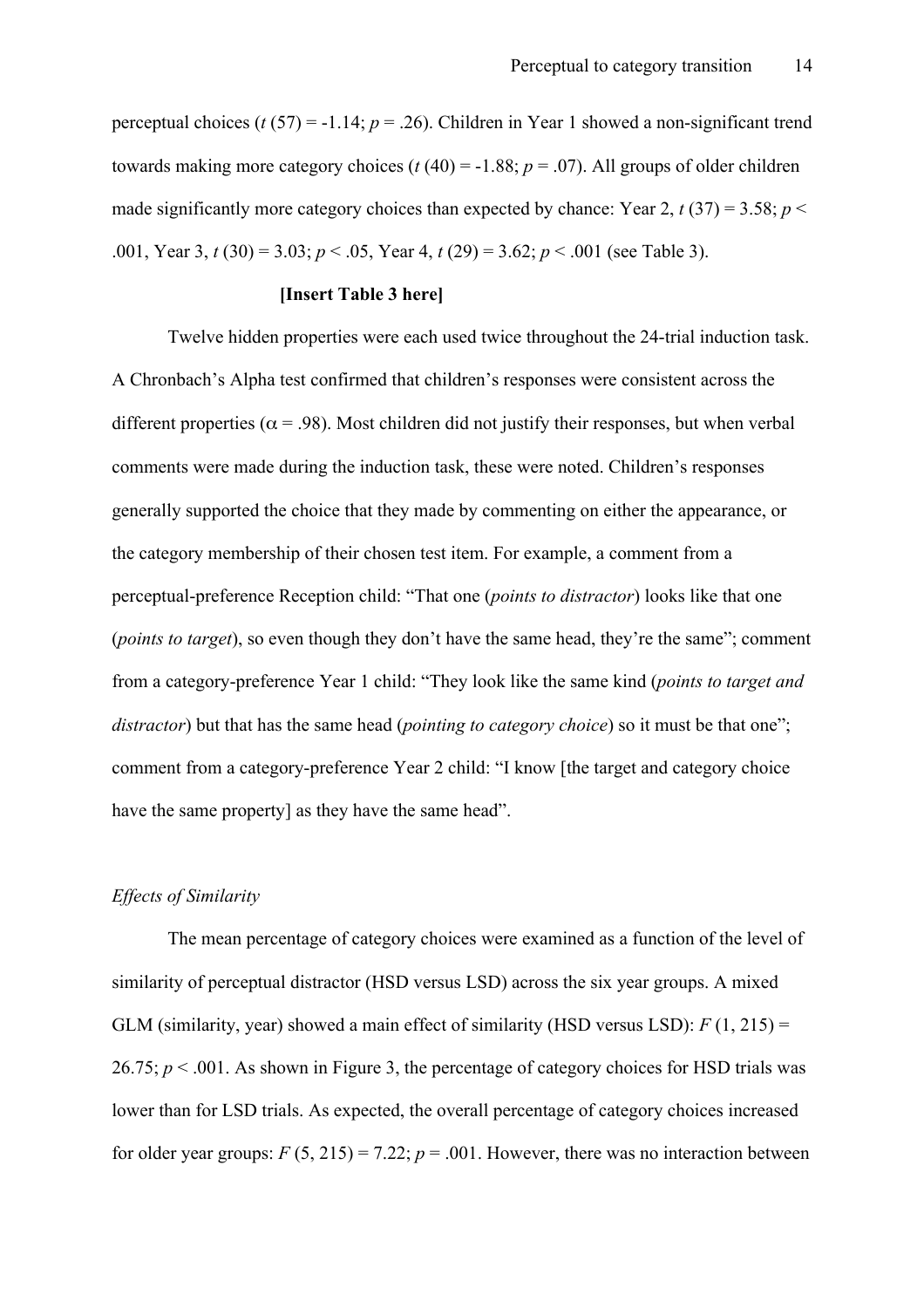perceptual choices ($t$ (57) = -1.14; $p$ = .26). Children in Year 1 showed a non-significant trend towards making more category choices ($t$ (40) = -1.88; $p$ = .07). All groups of older children made significantly more category choices than expected by chance: Year 2, $t$ (37) = 3.58; $p$ < .001, Year 3, $t$ (30) = 3.03; $p$ < .05, Year 4, $t$ (29) = 3.62; $p$ < .001 (see Table 3).

**[Insert Table 3 here]**

Twelve hidden properties were each used twice throughout the 24-trial induction task. A Chronbach's Alpha test confirmed that children's responses were consistent across the different properties ($\alpha$ = .98). Most children did not justify their responses, but when verbal comments were made during the induction task, these were noted. Children's responses generally supported the choice that they made by commenting on either the appearance, or the category membership of their chosen test item. For example, a comment from a perceptual-preference Reception child: "That one (*points to distractor*) looks like that one (*points to target*), so even though they don't have the same head, they're the same"; comment from a category-preference Year 1 child: "They look like the same kind (*points to target and distractor*) but that has the same head (*pointing to category choice*) so it must be that one"; comment from a category-preference Year 2 child: "I know [the target and category choice have the same property] as they have the same head".

*Effects of Similarity*

The mean percentage of category choices were examined as a function of the level of similarity of perceptual distractor (HSD versus LSD) across the six year groups. A mixed GLM (similarity, year) showed a main effect of similarity (HSD versus LSD): $F$ (1, 215) = 26.75; $p$ < .001. As shown in Figure 3, the percentage of category choices for HSD trials was lower than for LSD trials. As expected, the overall percentage of category choices increased for older year groups: $F$ (5, 215) = 7.22; $p$ = .001. However, there was no interaction between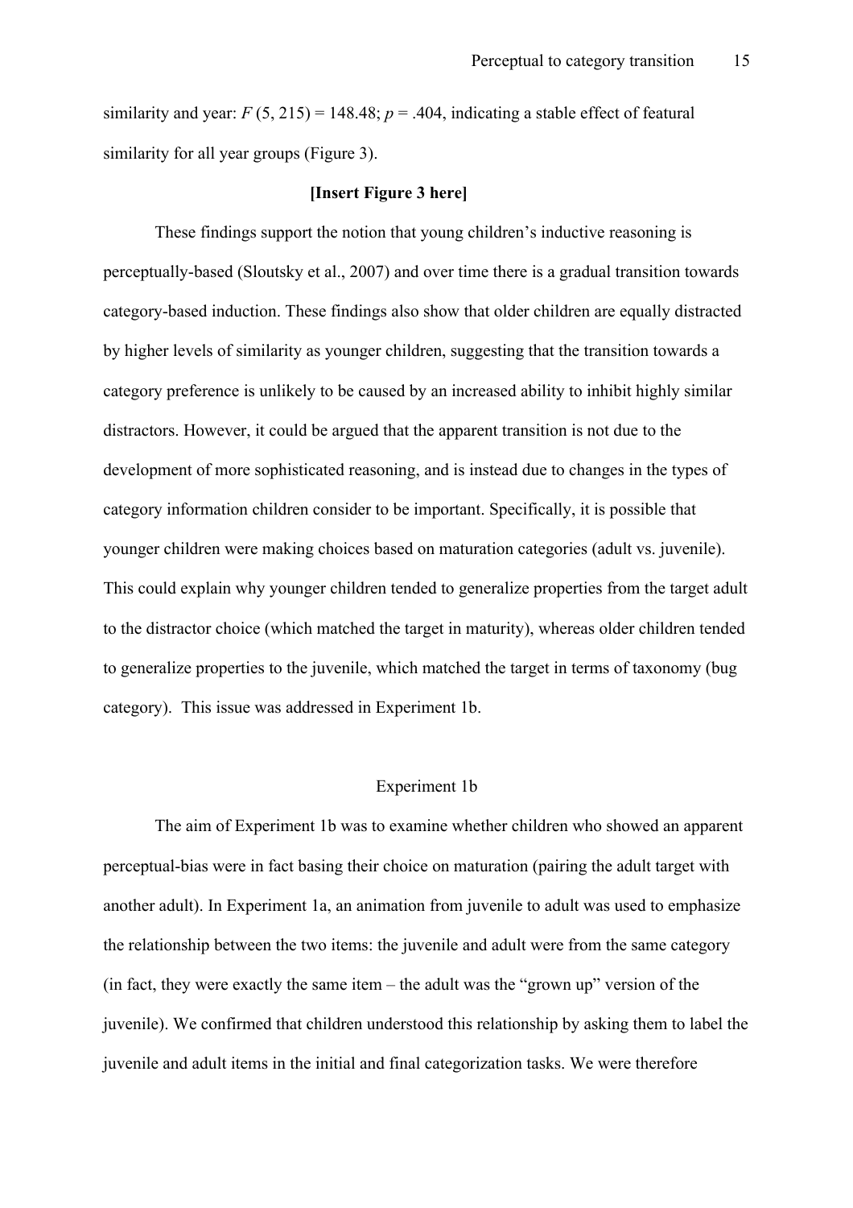similarity and year: $F(5, 215) = 148.48$; $p = .404$, indicating a stable effect of featural similarity for all year groups (Figure 3).

**[Insert Figure 3 here]**

These findings support the notion that young children's inductive reasoning is perceptually-based (Sloutsky et al., 2007) and over time there is a gradual transition towards category-based induction. These findings also show that older children are equally distracted by higher levels of similarity as younger children, suggesting that the transition towards a category preference is unlikely to be caused by an increased ability to inhibit highly similar distractors. However, it could be argued that the apparent transition is not due to the development of more sophisticated reasoning, and is instead due to changes in the types of category information children consider to be important. Specifically, it is possible that younger children were making choices based on maturation categories (adult vs. juvenile). This could explain why younger children tended to generalize properties from the target adult to the distractor choice (which matched the target in maturity), whereas older children tended to generalize properties to the juvenile, which matched the target in terms of taxonomy (bug category). This issue was addressed in Experiment 1b.

## Experiment 1b

The aim of Experiment 1b was to examine whether children who showed an apparent perceptual-bias were in fact basing their choice on maturation (pairing the adult target with another adult). In Experiment 1a, an animation from juvenile to adult was used to emphasize the relationship between the two items: the juvenile and adult were from the same category (in fact, they were exactly the same item – the adult was the "grown up" version of the juvenile). We confirmed that children understood this relationship by asking them to label the juvenile and adult items in the initial and final categorization tasks. We were therefore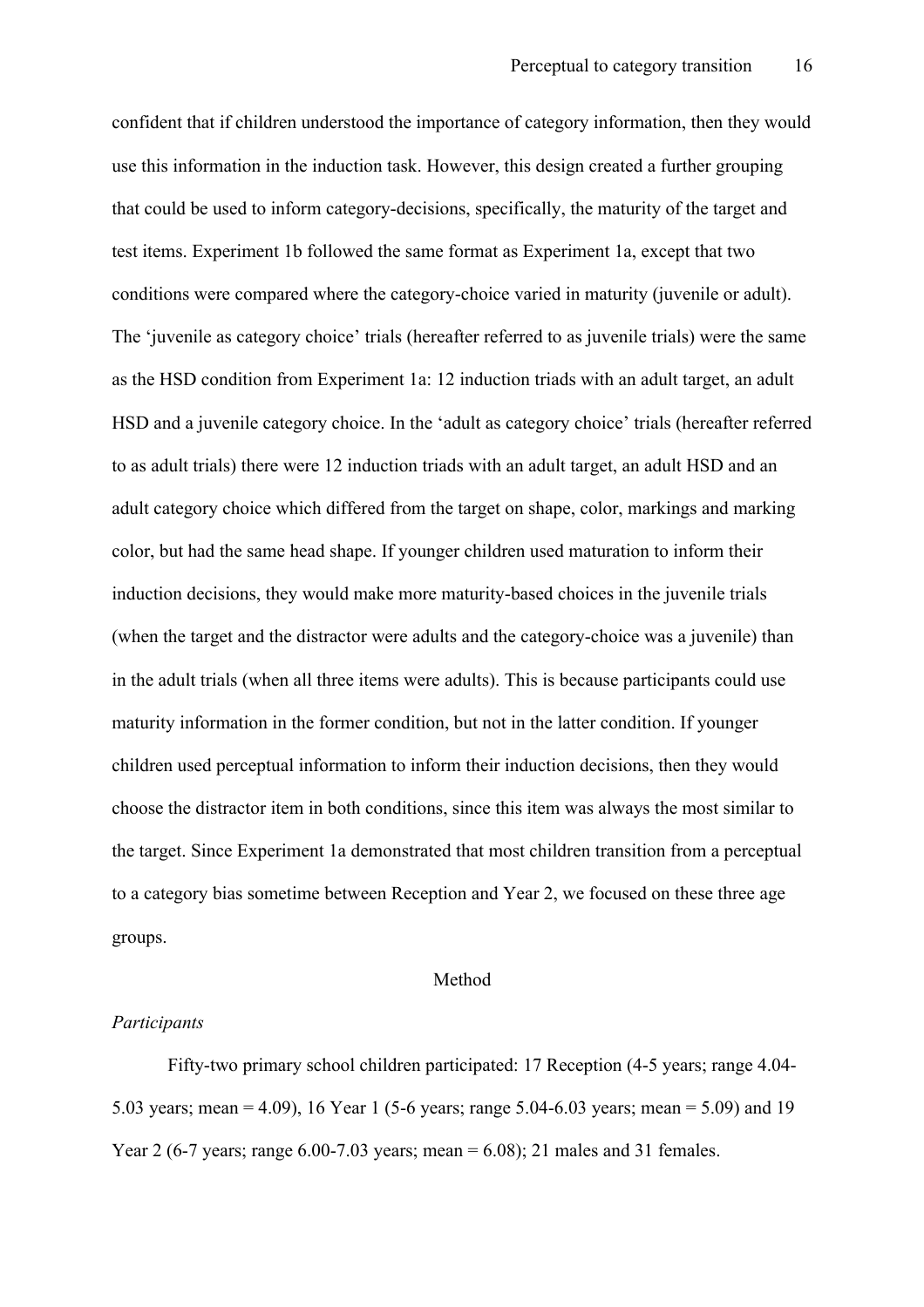confident that if children understood the importance of category information, then they would use this information in the induction task. However, this design created a further grouping that could be used to inform category-decisions, specifically, the maturity of the target and test items. Experiment 1b followed the same format as Experiment 1a, except that two conditions were compared where the category-choice varied in maturity (juvenile or adult). The 'juvenile as category choice' trials (hereafter referred to as juvenile trials) were the same as the HSD condition from Experiment 1a: 12 induction triads with an adult target, an adult HSD and a juvenile category choice. In the 'adult as category choice' trials (hereafter referred to as adult trials) there were 12 induction triads with an adult target, an adult HSD and an adult category choice which differed from the target on shape, color, markings and marking color, but had the same head shape. If younger children used maturation to inform their induction decisions, they would make more maturity-based choices in the juvenile trials (when the target and the distractor were adults and the category-choice was a juvenile) than in the adult trials (when all three items were adults). This is because participants could use maturity information in the former condition, but not in the latter condition. If younger children used perceptual information to inform their induction decisions, then they would choose the distractor item in both conditions, since this item was always the most similar to the target. Since Experiment 1a demonstrated that most children transition from a perceptual to a category bias sometime between Reception and Year 2, we focused on these three age groups.

## Method

### *Participants*

Fifty-two primary school children participated: 17 Reception (4-5 years; range 4.04-5.03 years; mean = 4.09), 16 Year 1 (5-6 years; range 5.04-6.03 years; mean = 5.09) and 19 Year 2 (6-7 years; range 6.00-7.03 years; mean = 6.08); 21 males and 31 females.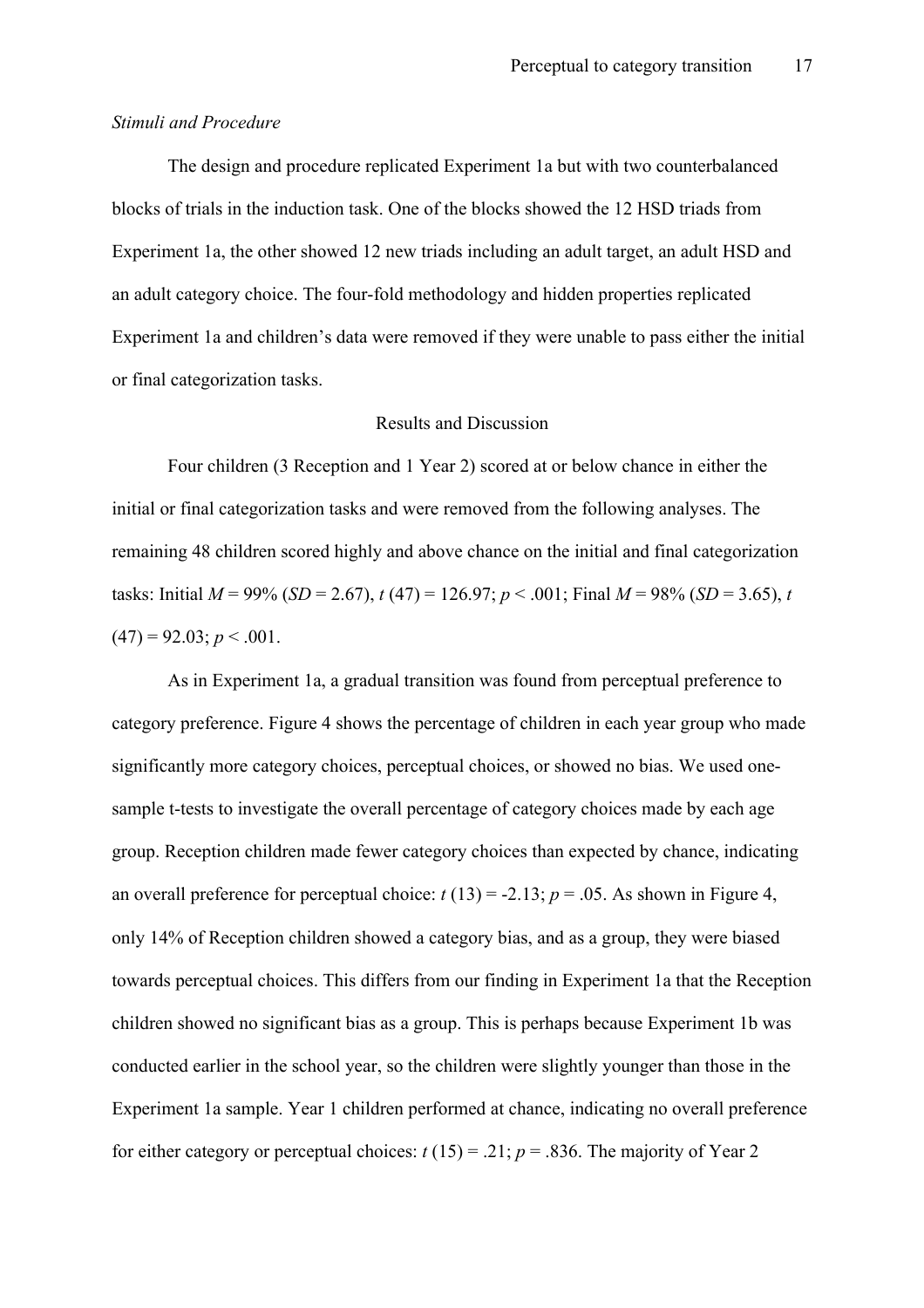*Stimuli and Procedure*

The design and procedure replicated Experiment 1a but with two counterbalanced blocks of trials in the induction task. One of the blocks showed the 12 HSD triads from Experiment 1a, the other showed 12 new triads including an adult target, an adult HSD and an adult category choice. The four-fold methodology and hidden properties replicated Experiment 1a and children's data were removed if they were unable to pass either the initial or final categorization tasks.

## Results and Discussion

Four children (3 Reception and 1 Year 2) scored at or below chance in either the initial or final categorization tasks and were removed from the following analyses. The remaining 48 children scored highly and above chance on the initial and final categorization tasks: Initial $M = 99\%$ ($SD = 2.67$), $t(47) = 126.97$; $p < .001$; Final $M = 98\%$ ($SD = 3.65$), $t(47) = 92.03$; $p < .001$.

As in Experiment 1a, a gradual transition was found from perceptual preference to category preference. Figure 4 shows the percentage of children in each year group who made significantly more category choices, perceptual choices, or showed no bias. We used one-sample t-tests to investigate the overall percentage of category choices made by each age group. Reception children made fewer category choices than expected by chance, indicating an overall preference for perceptual choice: $t(13) = -2.13$; $p = .05$. As shown in Figure 4, only 14% of Reception children showed a category bias, and as a group, they were biased towards perceptual choices. This differs from our finding in Experiment 1a that the Reception children showed no significant bias as a group. This is perhaps because Experiment 1b was conducted earlier in the school year, so the children were slightly younger than those in the Experiment 1a sample. Year 1 children performed at chance, indicating no overall preference for either category or perceptual choices: $t(15) = .21$; $p = .836$. The majority of Year 2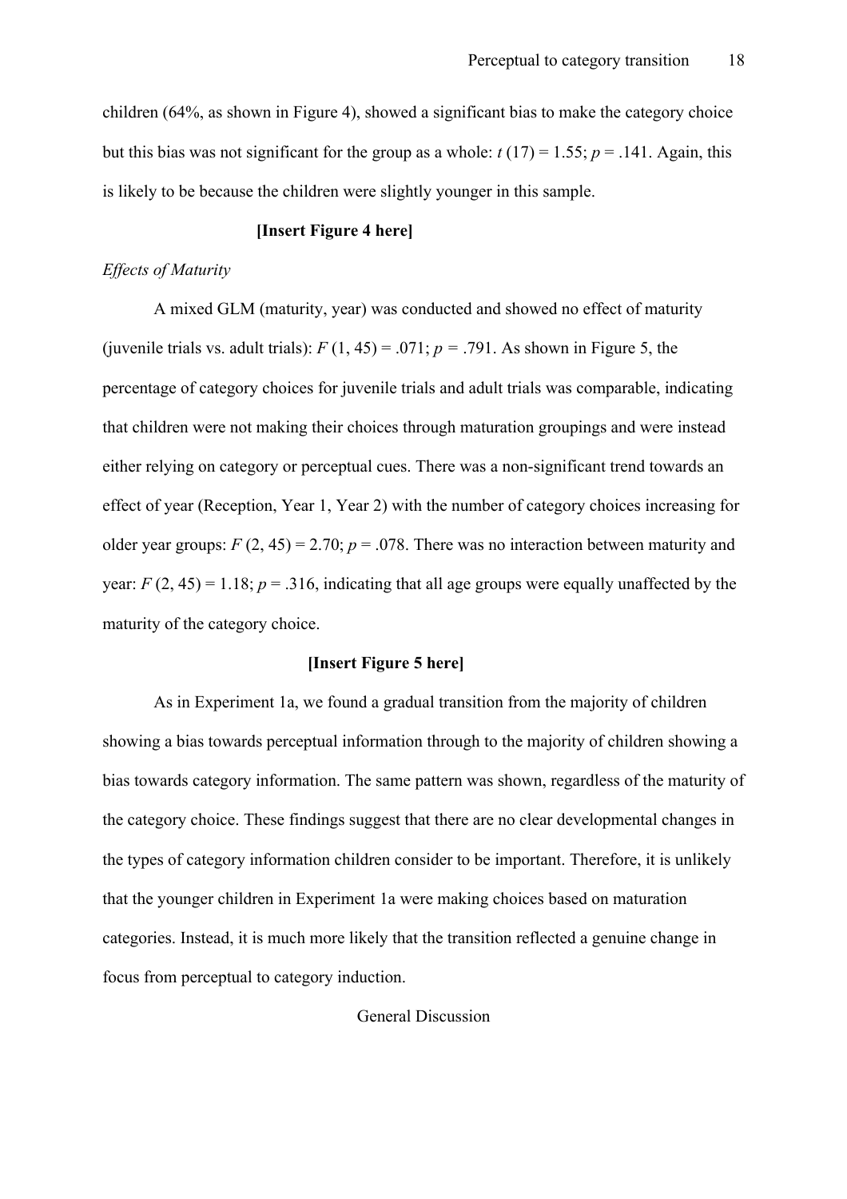children (64%, as shown in Figure 4), showed a significant bias to make the category choice but this bias was not significant for the group as a whole: $t\ (17) = 1.55$; $p = .141$. Again, this is likely to be because the children were slightly younger in this sample.

**[Insert Figure 4 here]**

*Effects of Maturity*

A mixed GLM (maturity, year) was conducted and showed no effect of maturity (juvenile trials vs. adult trials): $F\ (1, 45) = .071$; $p = .791$. As shown in Figure 5, the percentage of category choices for juvenile trials and adult trials was comparable, indicating that children were not making their choices through maturation groupings and were instead either relying on category or perceptual cues. There was a non-significant trend towards an effect of year (Reception, Year 1, Year 2) with the number of category choices increasing for older year groups: $F\ (2, 45) = 2.70$; $p = .078$. There was no interaction between maturity and year: $F\ (2, 45) = 1.18$; $p = .316$, indicating that all age groups were equally unaffected by the maturity of the category choice.

**[Insert Figure 5 here]**

As in Experiment 1a, we found a gradual transition from the majority of children showing a bias towards perceptual information through to the majority of children showing a bias towards category information. The same pattern was shown, regardless of the maturity of the category choice. These findings suggest that there are no clear developmental changes in the types of category information children consider to be important. Therefore, it is unlikely that the younger children in Experiment 1a were making choices based on maturation categories. Instead, it is much more likely that the transition reflected a genuine change in focus from perceptual to category induction.

## General Discussion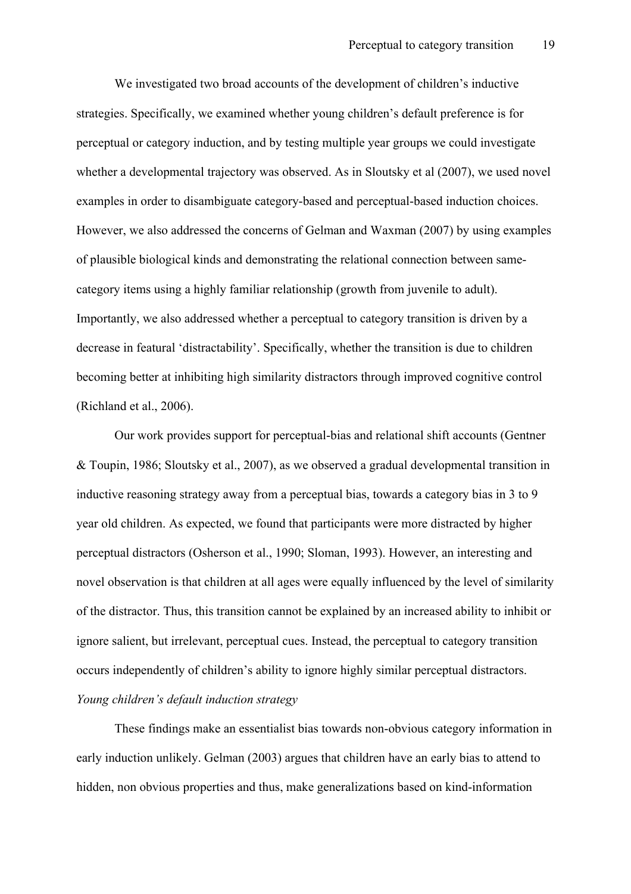We investigated two broad accounts of the development of children's inductive strategies. Specifically, we examined whether young children's default preference is for perceptual or category induction, and by testing multiple year groups we could investigate whether a developmental trajectory was observed. As in Sloutsky et al (2007), we used novel examples in order to disambiguate category-based and perceptual-based induction choices. However, we also addressed the concerns of Gelman and Waxman (2007) by using examples of plausible biological kinds and demonstrating the relational connection between same-category items using a highly familiar relationship (growth from juvenile to adult). Importantly, we also addressed whether a perceptual to category transition is driven by a decrease in featural 'distractability'. Specifically, whether the transition is due to children becoming better at inhibiting high similarity distractors through improved cognitive control (Richland et al., 2006).

Our work provides support for perceptual-bias and relational shift accounts (Gentner & Toupin, 1986; Sloutsky et al., 2007), as we observed a gradual developmental transition in inductive reasoning strategy away from a perceptual bias, towards a category bias in 3 to 9 year old children. As expected, we found that participants were more distracted by higher perceptual distractors (Osherson et al., 1990; Sloman, 1993). However, an interesting and novel observation is that children at all ages were equally influenced by the level of similarity of the distractor. Thus, this transition cannot be explained by an increased ability to inhibit or ignore salient, but irrelevant, perceptual cues. Instead, the perceptual to category transition occurs independently of children's ability to ignore highly similar perceptual distractors.

*Young children's default induction strategy*

These findings make an essentialist bias towards non-obvious category information in early induction unlikely. Gelman (2003) argues that children have an early bias to attend to hidden, non obvious properties and thus, make generalizations based on kind-information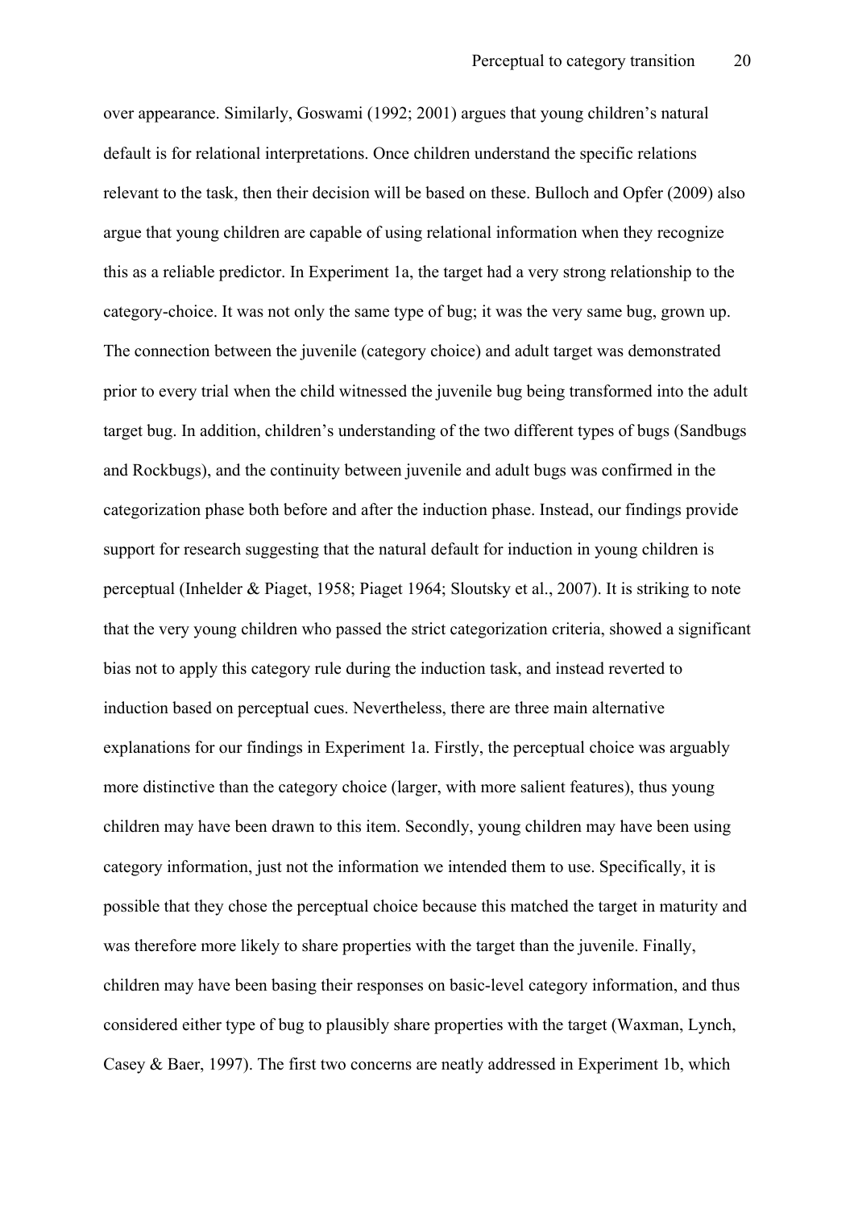over appearance. Similarly, Goswami (1992; 2001) argues that young children's natural default is for relational interpretations. Once children understand the specific relations relevant to the task, then their decision will be based on these. Bulloch and Opfer (2009) also argue that young children are capable of using relational information when they recognize this as a reliable predictor. In Experiment 1a, the target had a very strong relationship to the category-choice. It was not only the same type of bug; it was the very same bug, grown up. The connection between the juvenile (category choice) and adult target was demonstrated prior to every trial when the child witnessed the juvenile bug being transformed into the adult target bug. In addition, children's understanding of the two different types of bugs (Sandbugs and Rockbugs), and the continuity between juvenile and adult bugs was confirmed in the categorization phase both before and after the induction phase. Instead, our findings provide support for research suggesting that the natural default for induction in young children is perceptual (Inhelder & Piaget, 1958; Piaget 1964; Sloutsky et al., 2007). It is striking to note that the very young children who passed the strict categorization criteria, showed a significant bias not to apply this category rule during the induction task, and instead reverted to induction based on perceptual cues. Nevertheless, there are three main alternative explanations for our findings in Experiment 1a. Firstly, the perceptual choice was arguably more distinctive than the category choice (larger, with more salient features), thus young children may have been drawn to this item. Secondly, young children may have been using category information, just not the information we intended them to use. Specifically, it is possible that they chose the perceptual choice because this matched the target in maturity and was therefore more likely to share properties with the target than the juvenile. Finally, children may have been basing their responses on basic-level category information, and thus considered either type of bug to plausibly share properties with the target (Waxman, Lynch, Casey & Baer, 1997). The first two concerns are neatly addressed in Experiment 1b, which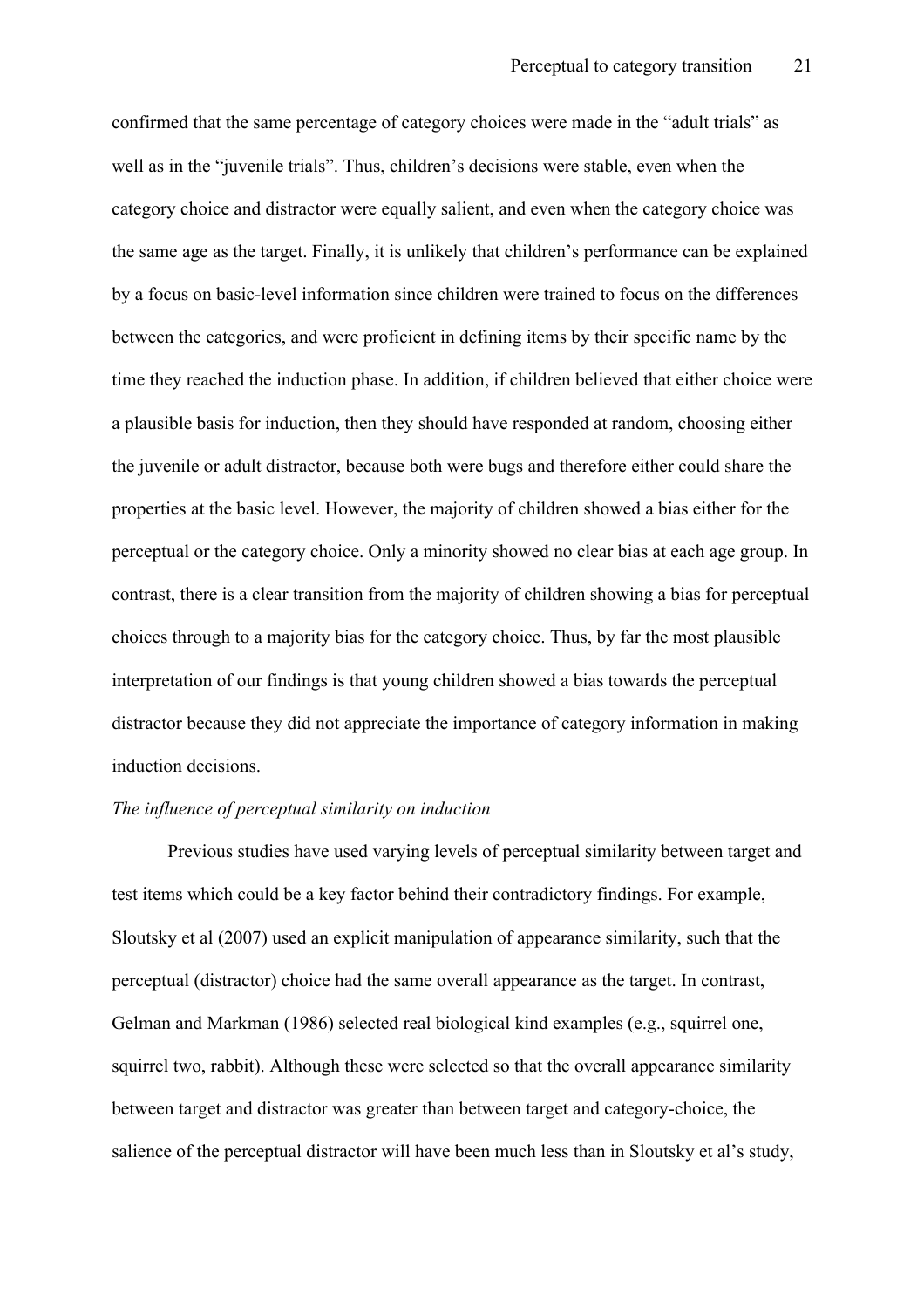confirmed that the same percentage of category choices were made in the "adult trials" as well as in the "juvenile trials". Thus, children's decisions were stable, even when the category choice and distractor were equally salient, and even when the category choice was the same age as the target. Finally, it is unlikely that children's performance can be explained by a focus on basic-level information since children were trained to focus on the differences between the categories, and were proficient in defining items by their specific name by the time they reached the induction phase. In addition, if children believed that either choice were a plausible basis for induction, then they should have responded at random, choosing either the juvenile or adult distractor, because both were bugs and therefore either could share the properties at the basic level. However, the majority of children showed a bias either for the perceptual or the category choice. Only a minority showed no clear bias at each age group. In contrast, there is a clear transition from the majority of children showing a bias for perceptual choices through to a majority bias for the category choice. Thus, by far the most plausible interpretation of our findings is that young children showed a bias towards the perceptual distractor because they did not appreciate the importance of category information in making induction decisions.

*The influence of perceptual similarity on induction*

Previous studies have used varying levels of perceptual similarity between target and test items which could be a key factor behind their contradictory findings. For example, Sloutsky et al (2007) used an explicit manipulation of appearance similarity, such that the perceptual (distractor) choice had the same overall appearance as the target. In contrast, Gelman and Markman (1986) selected real biological kind examples (e.g., squirrel one, squirrel two, rabbit). Although these were selected so that the overall appearance similarity between target and distractor was greater than between target and category-choice, the salience of the perceptual distractor will have been much less than in Sloutsky et al's study,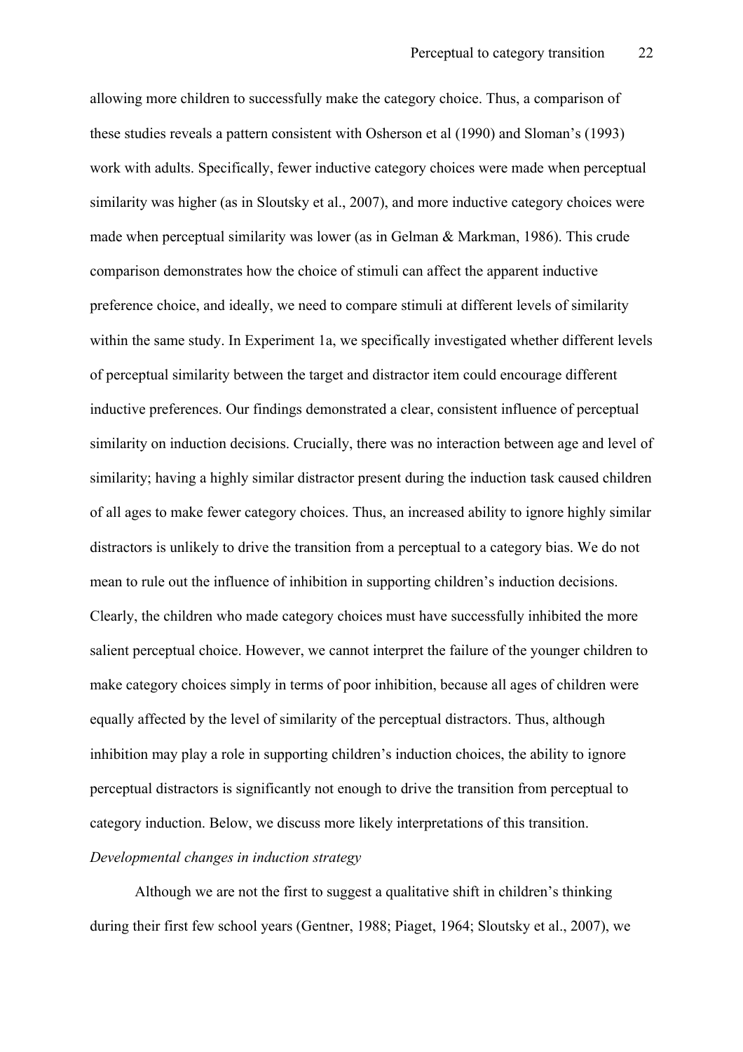allowing more children to successfully make the category choice. Thus, a comparison of these studies reveals a pattern consistent with Osherson et al (1990) and Sloman's (1993) work with adults. Specifically, fewer inductive category choices were made when perceptual similarity was higher (as in Sloutsky et al., 2007), and more inductive category choices were made when perceptual similarity was lower (as in Gelman & Markman, 1986). This crude comparison demonstrates how the choice of stimuli can affect the apparent inductive preference choice, and ideally, we need to compare stimuli at different levels of similarity within the same study. In Experiment 1a, we specifically investigated whether different levels of perceptual similarity between the target and distractor item could encourage different inductive preferences. Our findings demonstrated a clear, consistent influence of perceptual similarity on induction decisions. Crucially, there was no interaction between age and level of similarity; having a highly similar distractor present during the induction task caused children of all ages to make fewer category choices. Thus, an increased ability to ignore highly similar distractors is unlikely to drive the transition from a perceptual to a category bias. We do not mean to rule out the influence of inhibition in supporting children's induction decisions. Clearly, the children who made category choices must have successfully inhibited the more salient perceptual choice. However, we cannot interpret the failure of the younger children to make category choices simply in terms of poor inhibition, because all ages of children were equally affected by the level of similarity of the perceptual distractors. Thus, although inhibition may play a role in supporting children's induction choices, the ability to ignore perceptual distractors is significantly not enough to drive the transition from perceptual to category induction. Below, we discuss more likely interpretations of this transition.

*Developmental changes in induction strategy*

Although we are not the first to suggest a qualitative shift in children's thinking during their first few school years (Gentner, 1988; Piaget, 1964; Sloutsky et al., 2007), we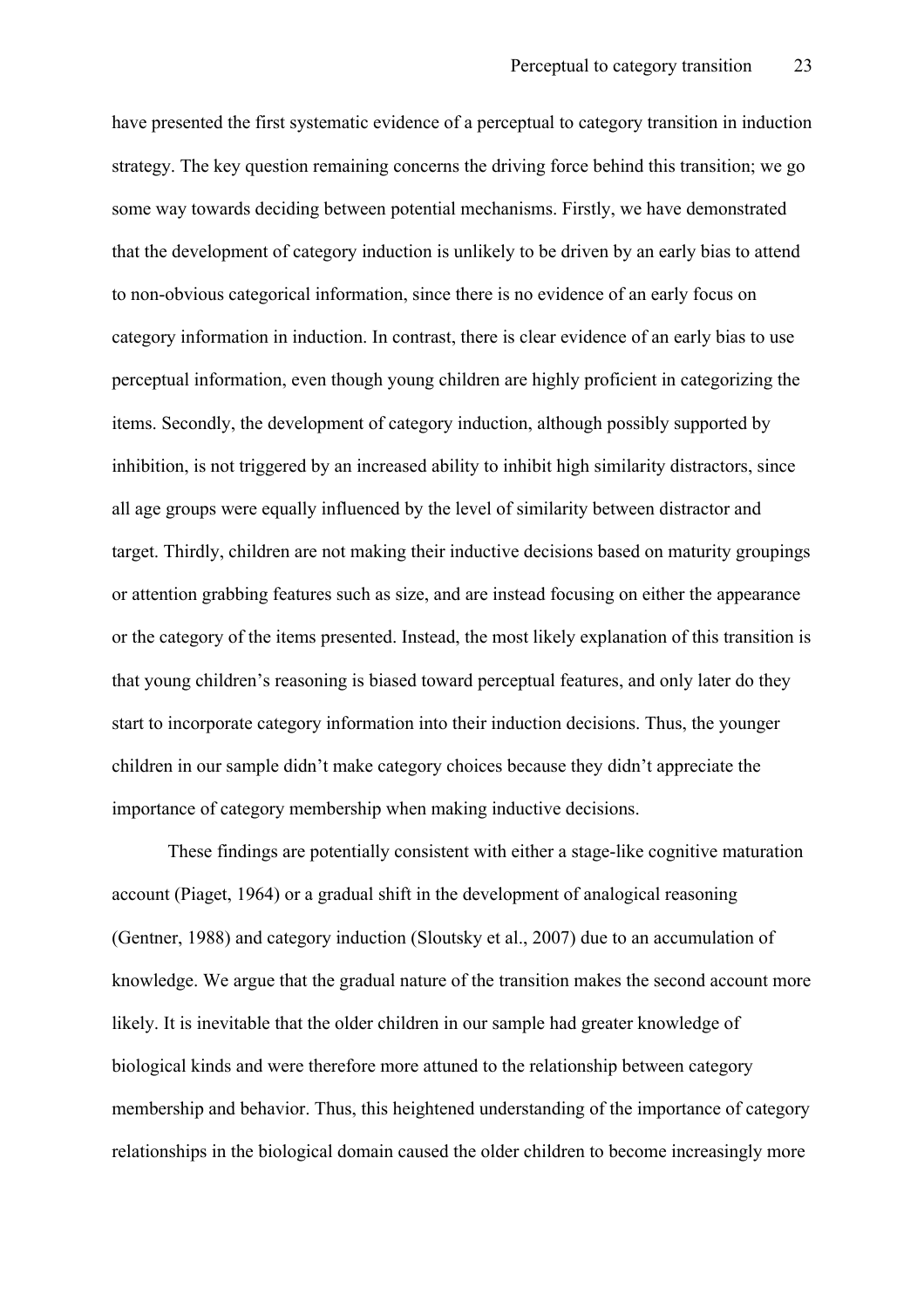have presented the first systematic evidence of a perceptual to category transition in induction strategy. The key question remaining concerns the driving force behind this transition; we go some way towards deciding between potential mechanisms. Firstly, we have demonstrated that the development of category induction is unlikely to be driven by an early bias to attend to non-obvious categorical information, since there is no evidence of an early focus on category information in induction. In contrast, there is clear evidence of an early bias to use perceptual information, even though young children are highly proficient in categorizing the items. Secondly, the development of category induction, although possibly supported by inhibition, is not triggered by an increased ability to inhibit high similarity distractors, since all age groups were equally influenced by the level of similarity between distractor and target. Thirdly, children are not making their inductive decisions based on maturity groupings or attention grabbing features such as size, and are instead focusing on either the appearance or the category of the items presented. Instead, the most likely explanation of this transition is that young children's reasoning is biased toward perceptual features, and only later do they start to incorporate category information into their induction decisions. Thus, the younger children in our sample didn't make category choices because they didn't appreciate the importance of category membership when making inductive decisions.

These findings are potentially consistent with either a stage-like cognitive maturation account (Piaget, 1964) or a gradual shift in the development of analogical reasoning (Gentner, 1988) and category induction (Sloutsky et al., 2007) due to an accumulation of knowledge. We argue that the gradual nature of the transition makes the second account more likely. It is inevitable that the older children in our sample had greater knowledge of biological kinds and were therefore more attuned to the relationship between category membership and behavior. Thus, this heightened understanding of the importance of category relationships in the biological domain caused the older children to become increasingly more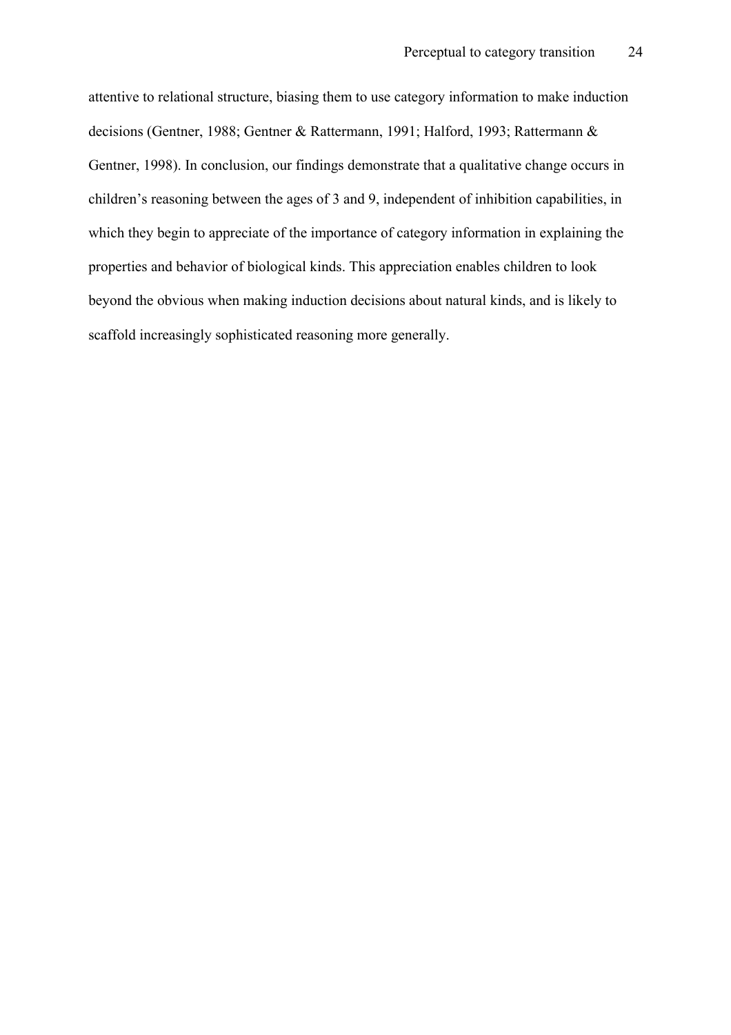attentive to relational structure, biasing them to use category information to make induction decisions (Gentner, 1988; Gentner & Rattermann, 1991; Halford, 1993; Rattermann & Gentner, 1998). In conclusion, our findings demonstrate that a qualitative change occurs in children's reasoning between the ages of 3 and 9, independent of inhibition capabilities, in which they begin to appreciate of the importance of category information in explaining the properties and behavior of biological kinds. This appreciation enables children to look beyond the obvious when making induction decisions about natural kinds, and is likely to scaffold increasingly sophisticated reasoning more generally.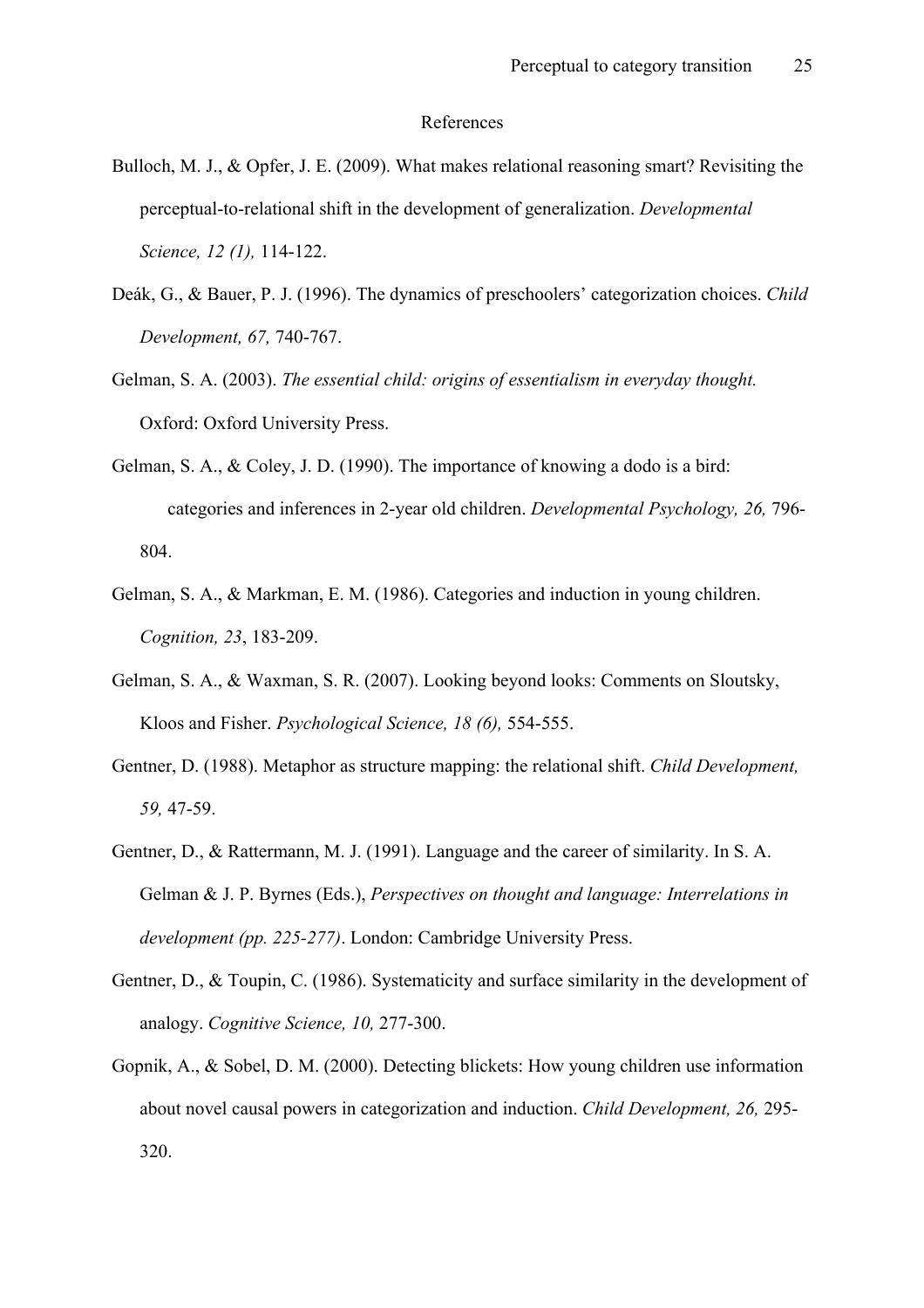References

Bulloch, M. J., & Opfer, J. E. (2009). What makes relational reasoning smart? Revisiting the perceptual-to-relational shift in the development of generalization. *Developmental Science, 12 (1),* 114-122.

Deák, G., & Bauer, P. J. (1996). The dynamics of preschoolers' categorization choices. *Child Development, 67,* 740-767.

Gelman, S. A. (2003). *The essential child: origins of essentialism in everyday thought.* Oxford: Oxford University Press.

Gelman, S. A., & Coley, J. D. (1990). The importance of knowing a dodo is a bird: categories and inferences in 2-year old children. *Developmental Psychology, 26,* 796-804.

Gelman, S. A., & Markman, E. M. (1986). Categories and induction in young children. *Cognition, 23*, 183-209.

Gelman, S. A., & Waxman, S. R. (2007). Looking beyond looks: Comments on Sloutsky, Kloos and Fisher. *Psychological Science, 18 (6),* 554-555.

Gentner, D. (1988). Metaphor as structure mapping: the relational shift. *Child Development, 59,* 47-59.

Gentner, D., & Rattermann, M. J. (1991). Language and the career of similarity. In S. A. Gelman & J. P. Byrnes (Eds.), *Perspectives on thought and language: Interrelations in development (pp. 225-277)*. London: Cambridge University Press.

Gentner, D., & Toupin, C. (1986). Systematicity and surface similarity in the development of analogy. *Cognitive Science, 10,* 277-300.

Gopnik, A., & Sobel, D. M. (2000). Detecting blickets: How young children use information about novel causal powers in categorization and induction. *Child Development, 26,* 295-320.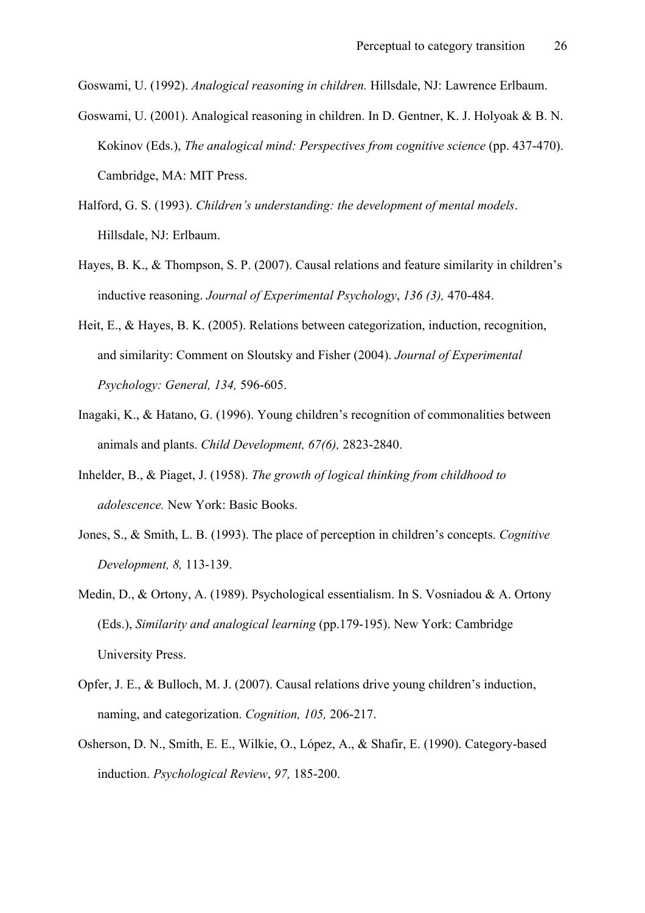Goswami, U. (1992). *Analogical reasoning in children.* Hillsdale, NJ: Lawrence Erlbaum.

Goswami, U. (2001). Analogical reasoning in children. In D. Gentner, K. J. Holyoak & B. N. Kokinov (Eds.), *The analogical mind: Perspectives from cognitive science* (pp. 437-470). Cambridge, MA: MIT Press.

Halford, G. S. (1993). *Children's understanding: the development of mental models*. Hillsdale, NJ: Erlbaum.

Hayes, B. K., & Thompson, S. P. (2007). Causal relations and feature similarity in children's inductive reasoning. *Journal of Experimental Psychology*, *136 (3),* 470-484.

Heit, E., & Hayes, B. K. (2005). Relations between categorization, induction, recognition, and similarity: Comment on Sloutsky and Fisher (2004). *Journal of Experimental Psychology: General, 134,* 596-605.

Inagaki, K., & Hatano, G. (1996). Young children's recognition of commonalities between animals and plants. *Child Development, 67(6),* 2823-2840.

Inhelder, B., & Piaget, J. (1958). *The growth of logical thinking from childhood to adolescence.* New York: Basic Books.

Jones, S., & Smith, L. B. (1993). The place of perception in children's concepts. *Cognitive Development, 8,* 113-139.

Medin, D., & Ortony, A. (1989). Psychological essentialism. In S. Vosniadou & A. Ortony (Eds.), *Similarity and analogical learning* (pp.179-195). New York: Cambridge University Press.

Opfer, J. E., & Bulloch, M. J. (2007). Causal relations drive young children's induction, naming, and categorization. *Cognition, 105,* 206-217.

Osherson, D. N., Smith, E. E., Wilkie, O., López, A., & Shafir, E. (1990). Category-based induction. *Psychological Review*, *97,* 185-200.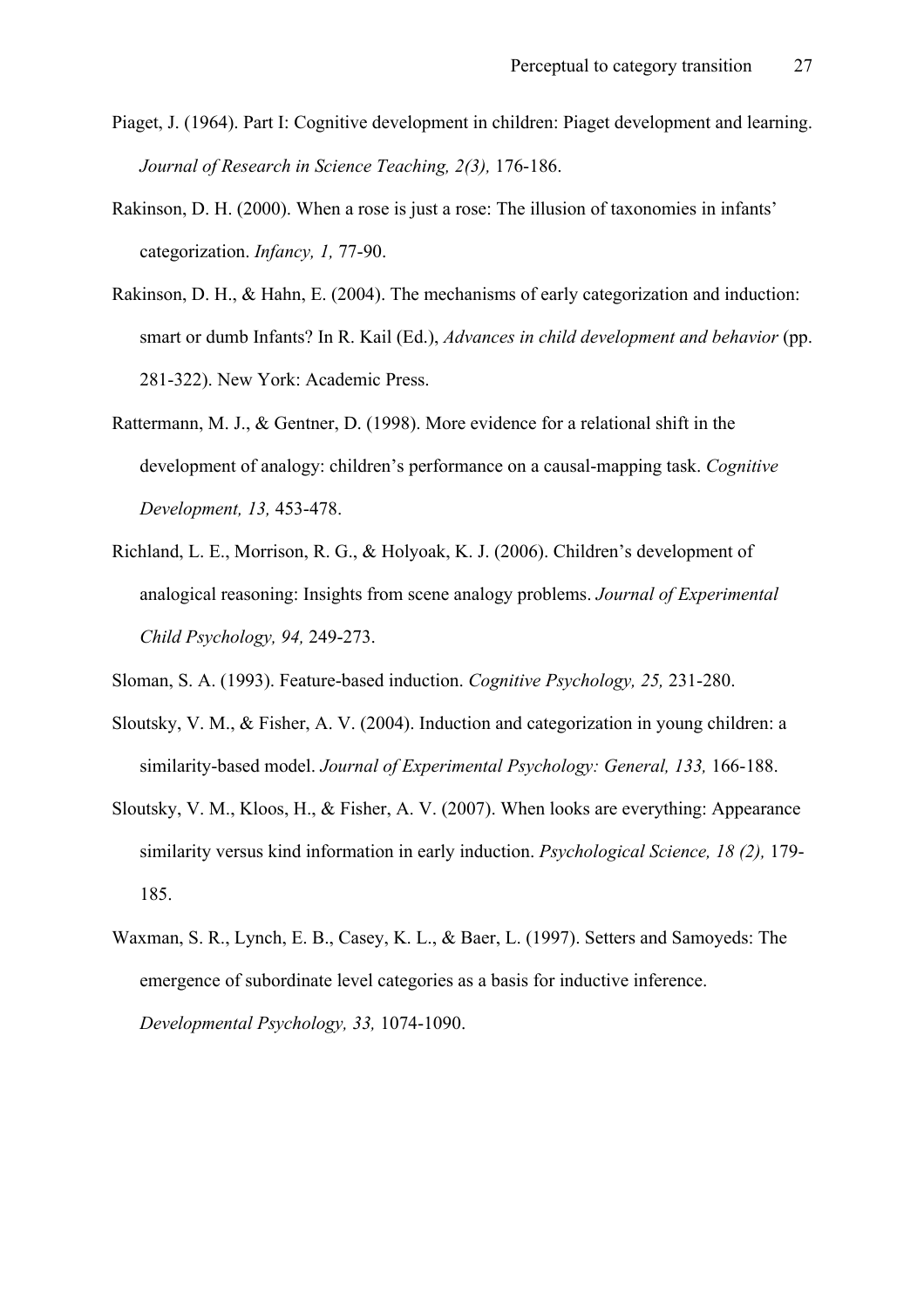Piaget, J. (1964). Part I: Cognitive development in children: Piaget development and learning. *Journal of Research in Science Teaching, 2(3),* 176-186.

Rakinson, D. H. (2000). When a rose is just a rose: The illusion of taxonomies in infants' categorization. *Infancy, 1,* 77-90.

Rakinson, D. H., & Hahn, E. (2004). The mechanisms of early categorization and induction: smart or dumb Infants? In R. Kail (Ed.), *Advances in child development and behavior* (pp. 281-322). New York: Academic Press.

Rattermann, M. J., & Gentner, D. (1998). More evidence for a relational shift in the development of analogy: children's performance on a causal-mapping task. *Cognitive Development, 13,* 453-478.

Richland, L. E., Morrison, R. G., & Holyoak, K. J. (2006). Children's development of analogical reasoning: Insights from scene analogy problems. *Journal of Experimental Child Psychology, 94,* 249-273.

Sloman, S. A. (1993). Feature-based induction. *Cognitive Psychology, 25,* 231-280.

Sloutsky, V. M., & Fisher, A. V. (2004). Induction and categorization in young children: a similarity-based model. *Journal of Experimental Psychology: General, 133,* 166-188.

Sloutsky, V. M., Kloos, H., & Fisher, A. V. (2007). When looks are everything: Appearance similarity versus kind information in early induction. *Psychological Science, 18 (2),* 179-185.

Waxman, S. R., Lynch, E. B., Casey, K. L., & Baer, L. (1997). Setters and Samoyeds: The emergence of subordinate level categories as a basis for inductive inference. *Developmental Psychology, 33,* 1074-1090.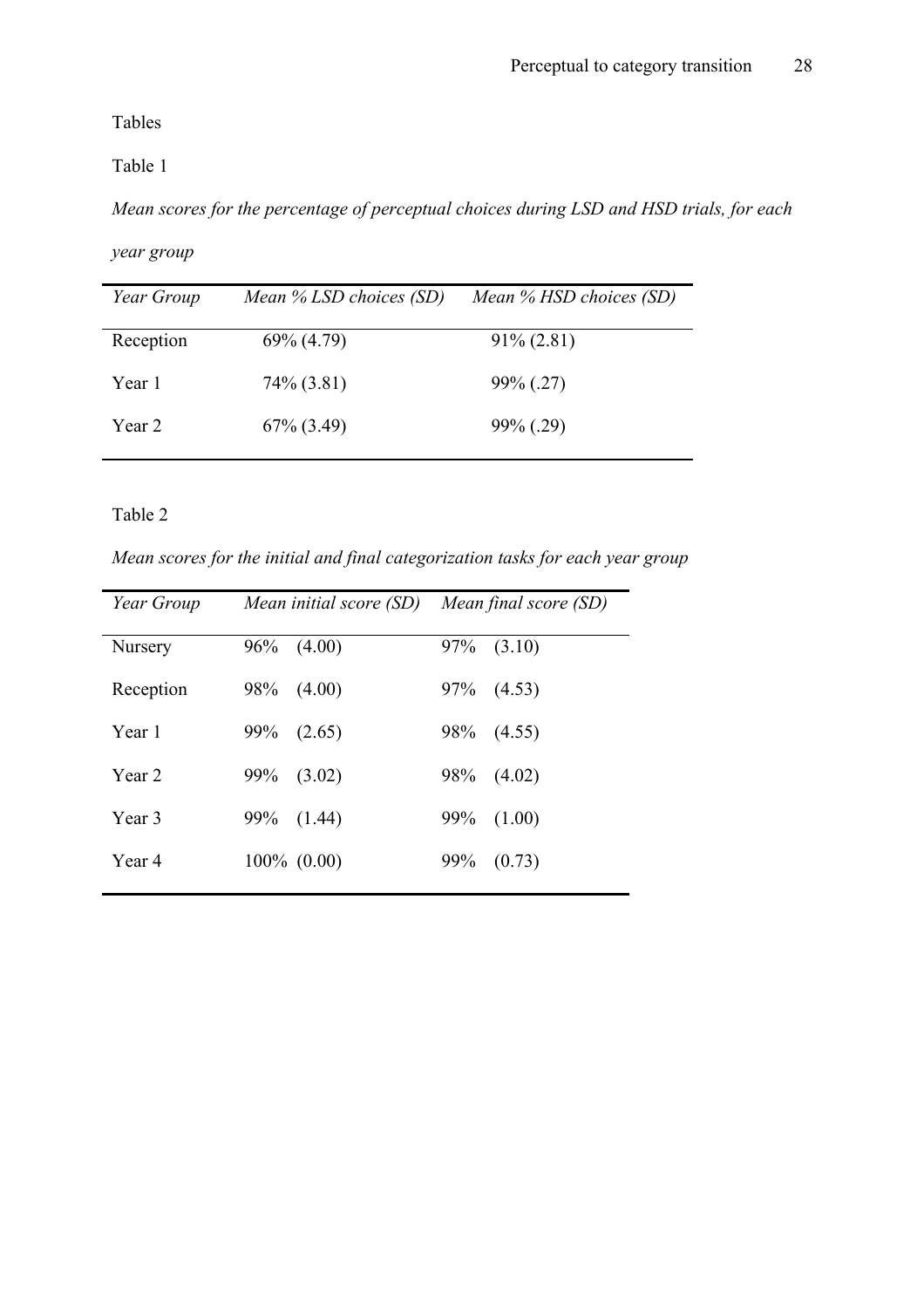Tables

Table 1

*Mean scores for the percentage of perceptual choices during LSD and HSD trials, for each year group*

| *Year Group* | *Mean % LSD choices (SD)* | *Mean % HSD choices (SD)* |
|---|---|---|
| Reception | 69% (4.79) | 91% (2.81) |
| Year 1 | 74% (3.81) | 99% (.27) |
| Year 2 | 67% (3.49) | 99% (.29) |

Table 2

*Mean scores for the initial and final categorization tasks for each year group*

| *Year Group* | *Mean initial score (SD)* | *Mean final score (SD)* |
|---|---|---|
| Nursery | 96% (4.00) | 97% (3.10) |
| Reception | 98% (4.00) | 97% (4.53) |
| Year 1 | 99% (2.65) | 98% (4.55) |
| Year 2 | 99% (3.02) | 98% (4.02) |
| Year 3 | 99% (1.44) | 99% (1.00) |
| Year 4 | 100% (0.00) | 99% (0.73) |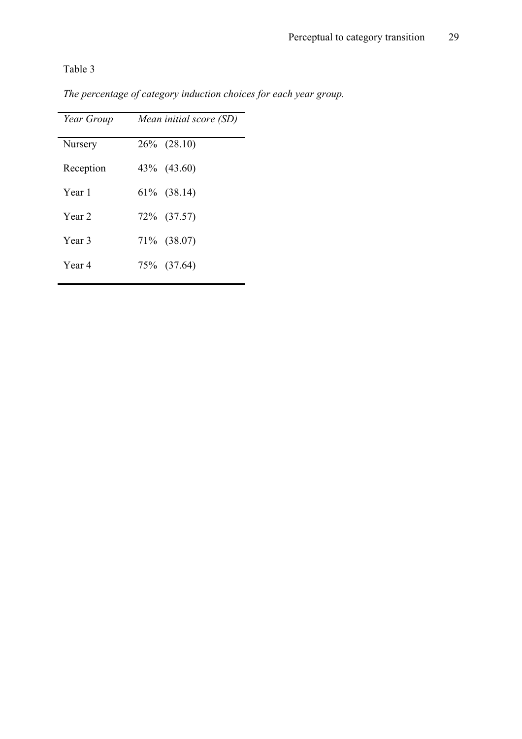Table 3

*The percentage of category induction choices for each year group.*

| *Year Group* | *Mean initial score (SD)* |
| --- | --- |
| Nursery | 26% (28.10) |
| Reception | 43% (43.60) |
| Year 1 | 61% (38.14) |
| Year 2 | 72% (37.57) |
| Year 3 | 71% (38.07) |
| Year 4 | 75% (37.64) |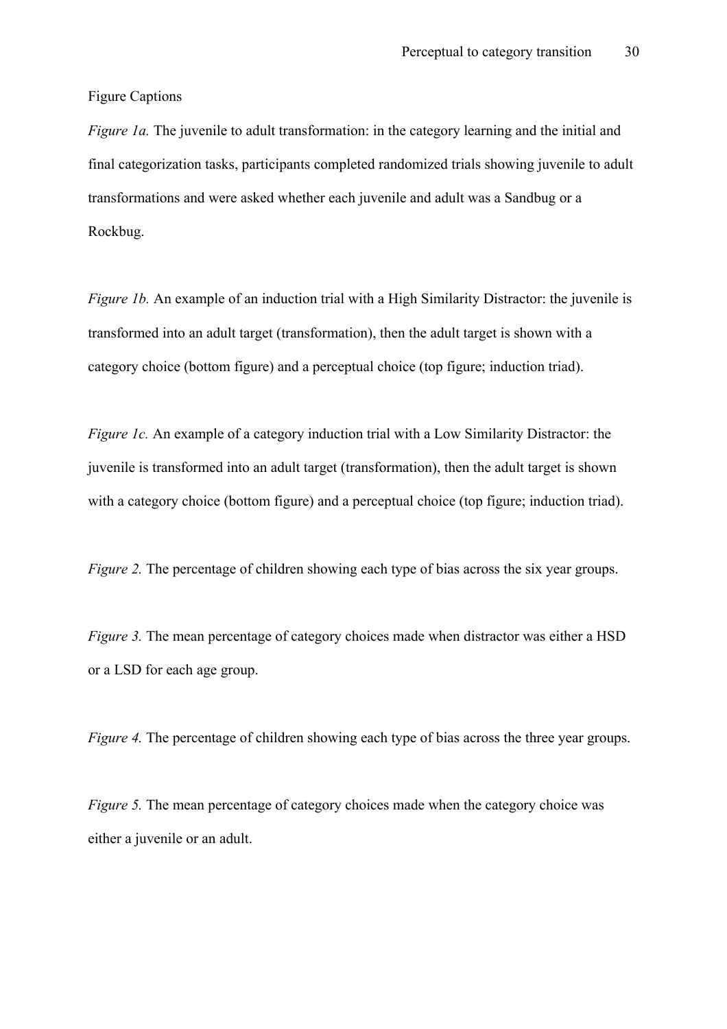Figure Captions

*Figure 1a.* The juvenile to adult transformation: in the category learning and the initial and final categorization tasks, participants completed randomized trials showing juvenile to adult transformations and were asked whether each juvenile and adult was a Sandbug or a Rockbug.

*Figure 1b.* An example of an induction trial with a High Similarity Distractor: the juvenile is transformed into an adult target (transformation), then the adult target is shown with a category choice (bottom figure) and a perceptual choice (top figure; induction triad).

*Figure 1c.* An example of a category induction trial with a Low Similarity Distractor: the juvenile is transformed into an adult target (transformation), then the adult target is shown with a category choice (bottom figure) and a perceptual choice (top figure; induction triad).

*Figure 2.* The percentage of children showing each type of bias across the six year groups.

*Figure 3.* The mean percentage of category choices made when distractor was either a HSD or a LSD for each age group.

*Figure 4.* The percentage of children showing each type of bias across the three year groups.

*Figure 5.* The mean percentage of category choices made when the category choice was either a juvenile or an adult.